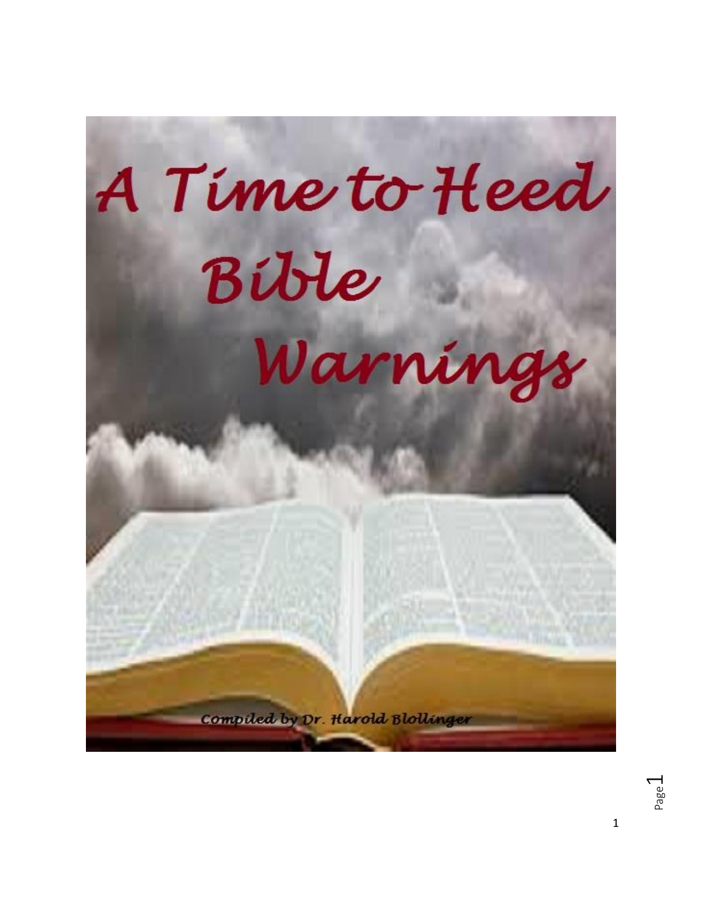# A Time to Heed Bible Warnings

Compiled by Dr. Harold Blollinger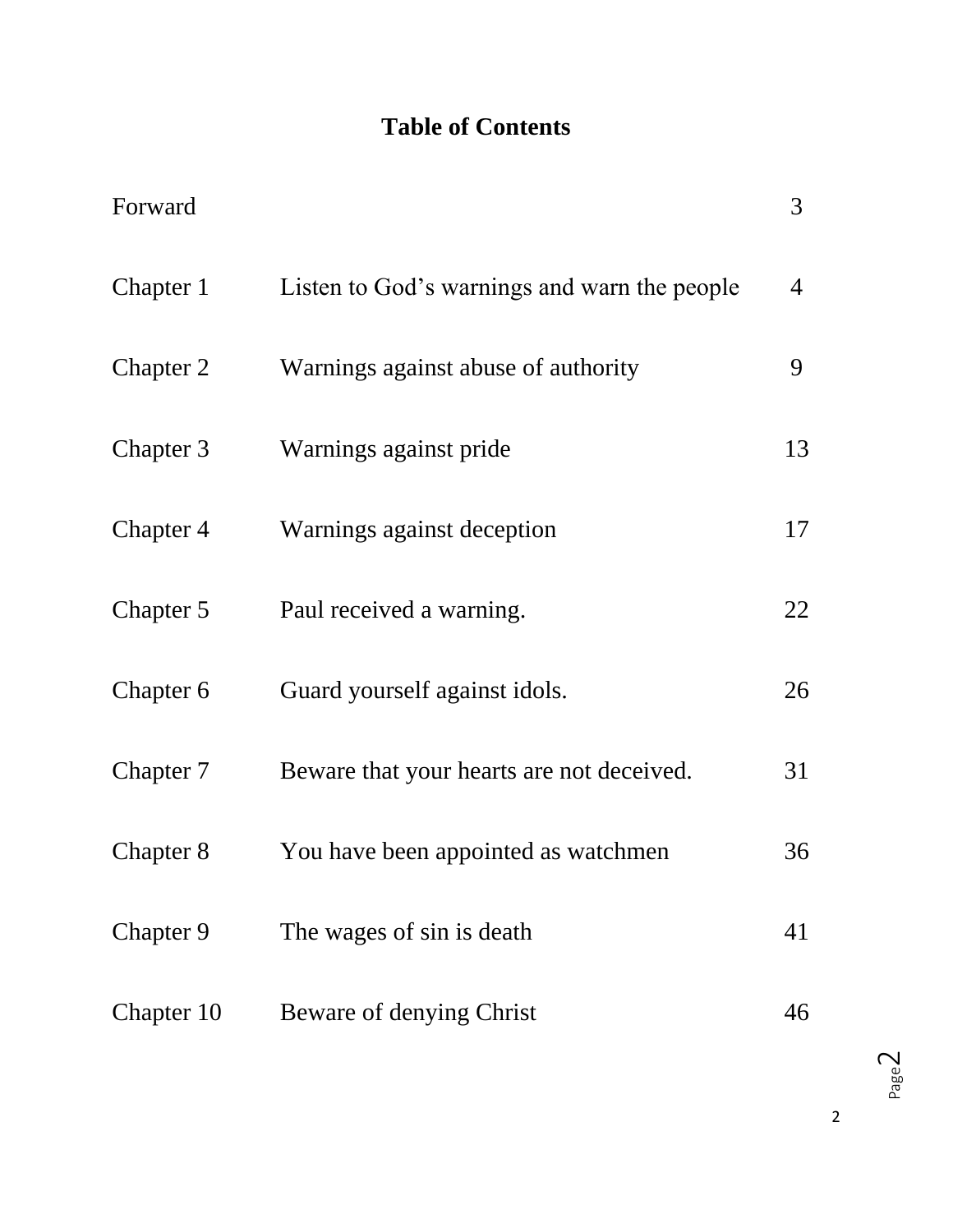# Table of Contents

| | | |
|---|---|---|
| Forward | | 3 |
| Chapter 1 | Listen to God’s warnings and warn the people | 4 |
| Chapter 2 | Warnings against abuse of authority | 9 |
| Chapter 3 | Warnings against pride | 13 |
| Chapter 4 | Warnings against deception | 17 |
| Chapter 5 | Paul received a warning. | 22 |
| Chapter 6 | Guard yourself against idols. | 26 |
| Chapter 7 | Beware that your hearts are not deceived. | 31 |
| Chapter 8 | You have been appointed as watchmen | 36 |
| Chapter 9 | The wages of sin is death | 41 |
| Chapter 10 | Beware of denying Christ | 46 |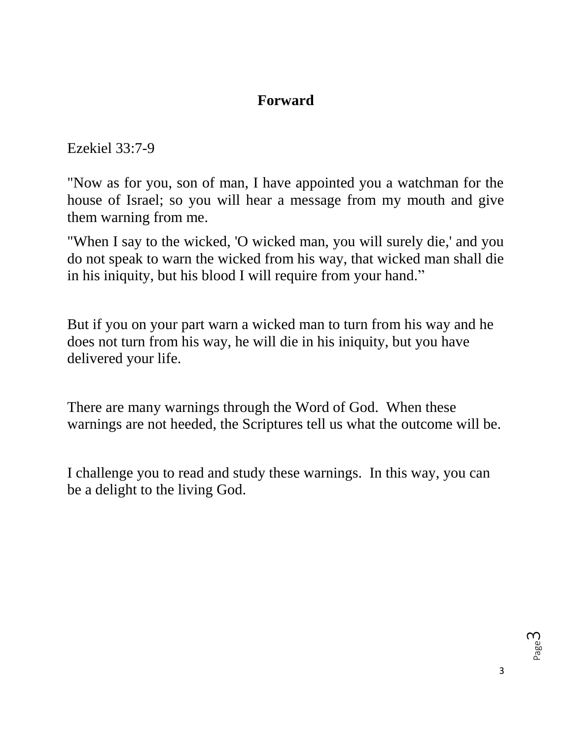# Forward

Ezekiel 33:7-9

"Now as for you, son of man, I have appointed you a watchman for the house of Israel; so you will hear a message from my mouth and give them warning from me.

"When I say to the wicked, 'O wicked man, you will surely die,' and you do not speak to warn the wicked from his way, that wicked man shall die in his iniquity, but his blood I will require from your hand."

But if you on your part warn a wicked man to turn from his way and he does not turn from his way, he will die in his iniquity, but you have delivered your life.

There are many warnings through the Word of God. When these warnings are not heeded, the Scriptures tell us what the outcome will be.

I challenge you to read and study these warnings. In this way, you can be a delight to the living God.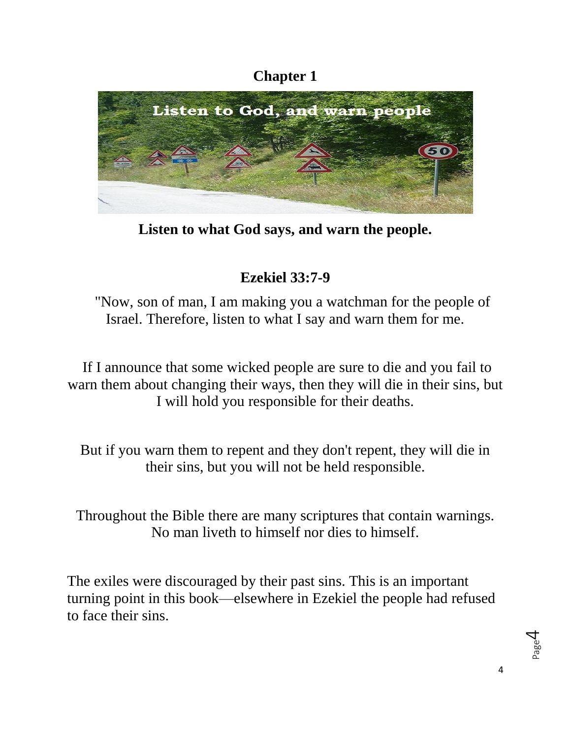# Chapter 1

**Listen to what God says, and warn the people.**

## Ezekiel 33:7-9

"Now, son of man, I am making you a watchman for the people of Israel. Therefore, listen to what I say and warn them for me.

If I announce that some wicked people are sure to die and you fail to warn them about changing their ways, then they will die in their sins, but I will hold you responsible for their deaths.

But if you warn them to repent and they don't repent, they will die in their sins, but you will not be held responsible.

Throughout the Bible there are many scriptures that contain warnings. No man liveth to himself nor dies to himself.

The exiles were discouraged by their past sins. This is an important turning point in this book—elsewhere in Ezekiel the people had refused to face their sins.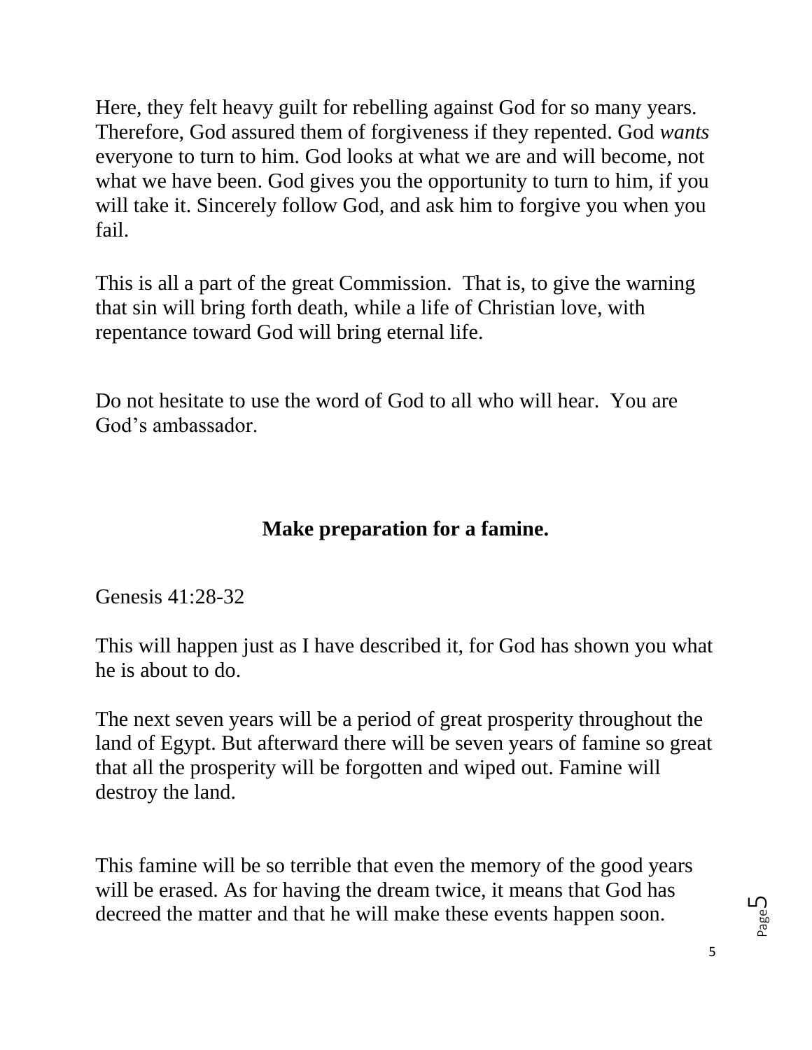Here, they felt heavy guilt for rebelling against God for so many years. Therefore, God assured them of forgiveness if they repented. God *wants* everyone to turn to him. God looks at what we are and will become, not what we have been. God gives you the opportunity to turn to him, if you will take it. Sincerely follow God, and ask him to forgive you when you fail.

This is all a part of the great Commission. That is, to give the warning that sin will bring forth death, while a life of Christian love, with repentance toward God will bring eternal life.

Do not hesitate to use the word of God to all who will hear. You are God's ambassador.

## Make preparation for a famine.

Genesis 41:28-32

This will happen just as I have described it, for God has shown you what he is about to do.

The next seven years will be a period of great prosperity throughout the land of Egypt. But afterward there will be seven years of famine so great that all the prosperity will be forgotten and wiped out. Famine will destroy the land.

This famine will be so terrible that even the memory of the good years will be erased. As for having the dream twice, it means that God has decreed the matter and that he will make these events happen soon.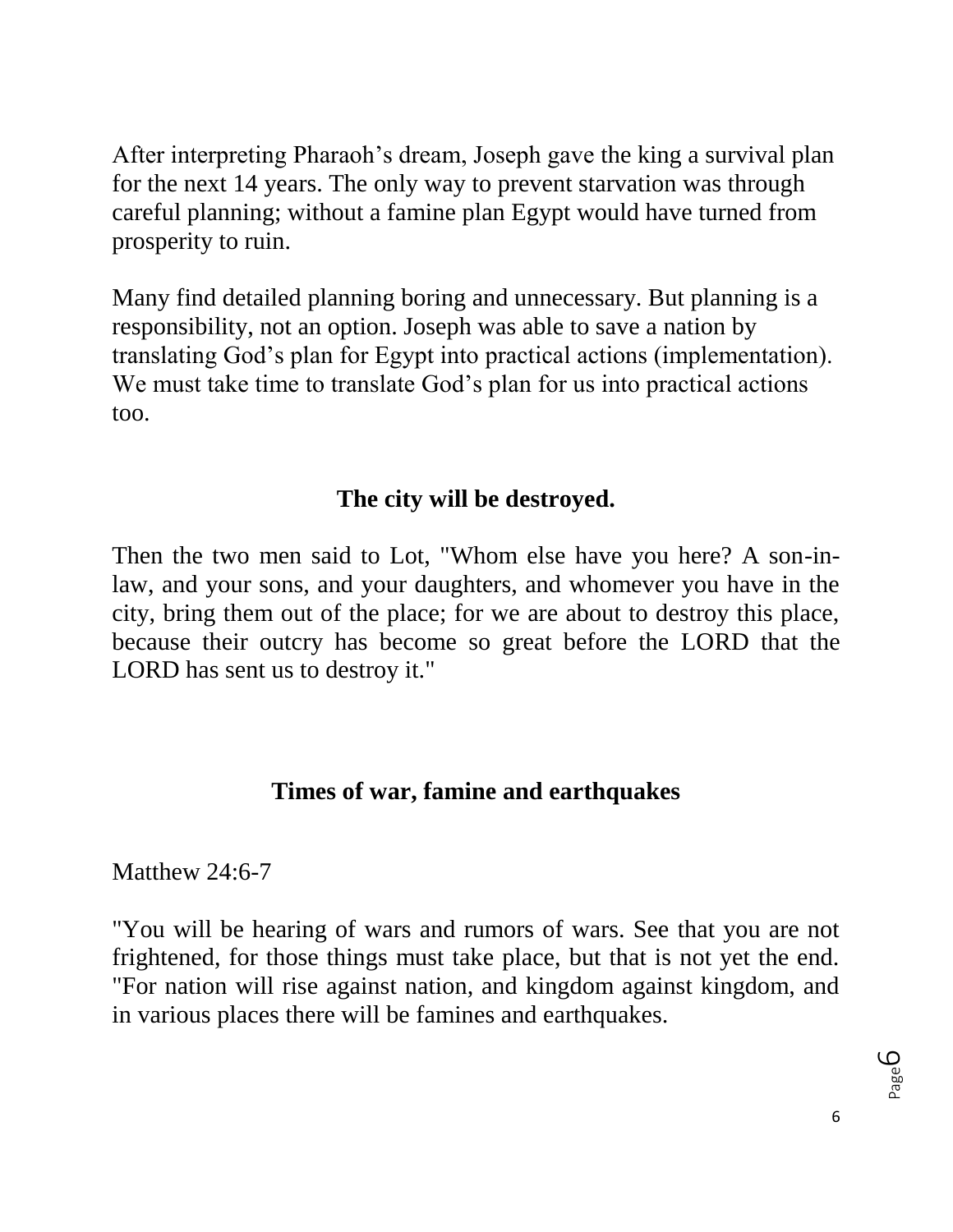After interpreting Pharaoh's dream, Joseph gave the king a survival plan for the next 14 years. The only way to prevent starvation was through careful planning; without a famine plan Egypt would have turned from prosperity to ruin.

Many find detailed planning boring and unnecessary. But planning is a responsibility, not an option. Joseph was able to save a nation by translating God's plan for Egypt into practical actions (implementation). We must take time to translate God's plan for us into practical actions too.

## The city will be destroyed.

Then the two men said to Lot, "Whom else have you here? A son-in-law, and your sons, and your daughters, and whomever you have in the city, bring them out of the place; for we are about to destroy this place, because their outcry has become so great before the LORD that the LORD has sent us to destroy it."

## Times of war, famine and earthquakes

Matthew 24:6-7

"You will be hearing of wars and rumors of wars. See that you are not frightened, for those things must take place, but that is not yet the end. "For nation will rise against nation, and kingdom against kingdom, and in various places there will be famines and earthquakes.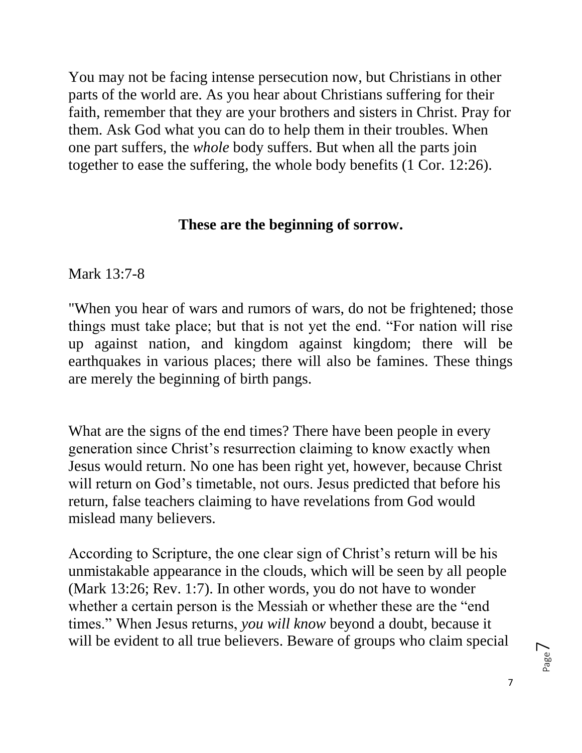You may not be facing intense persecution now, but Christians in other parts of the world are. As you hear about Christians suffering for their faith, remember that they are your brothers and sisters in Christ. Pray for them. Ask God what you can do to help them in their troubles. When one part suffers, the *whole* body suffers. But when all the parts join together to ease the suffering, the whole body benefits (1 Cor. 12:26).

**These are the beginning of sorrow.**

Mark 13:7-8

"When you hear of wars and rumors of wars, do not be frightened; those things must take place; but that is not yet the end. “For nation will rise up against nation, and kingdom against kingdom; there will be earthquakes in various places; there will also be famines. These things are merely the beginning of birth pangs.

What are the signs of the end times? There have been people in every generation since Christ’s resurrection claiming to know exactly when Jesus would return. No one has been right yet, however, because Christ will return on God’s timetable, not ours. Jesus predicted that before his return, false teachers claiming to have revelations from God would mislead many believers.

According to Scripture, the one clear sign of Christ’s return will be his unmistakable appearance in the clouds, which will be seen by all people (Mark 13:26; Rev. 1:7). In other words, you do not have to wonder whether a certain person is the Messiah or whether these are the “end times.” When Jesus returns, *you will know* beyond a doubt, because it will be evident to all true believers. Beware of groups who claim special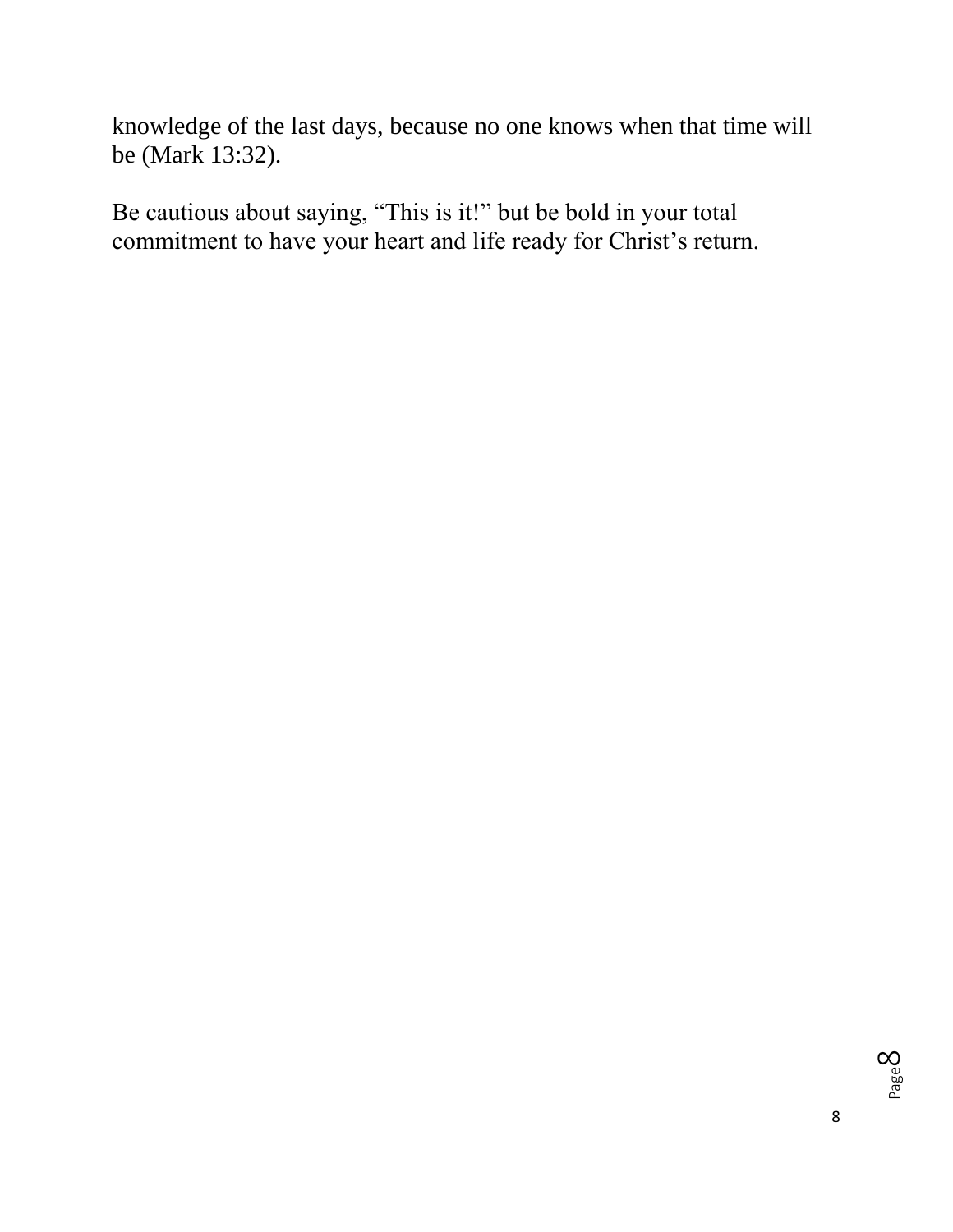knowledge of the last days, because no one knows when that time will be (Mark 13:32).

Be cautious about saying, “This is it!” but be bold in your total commitment to have your heart and life ready for Christ’s return.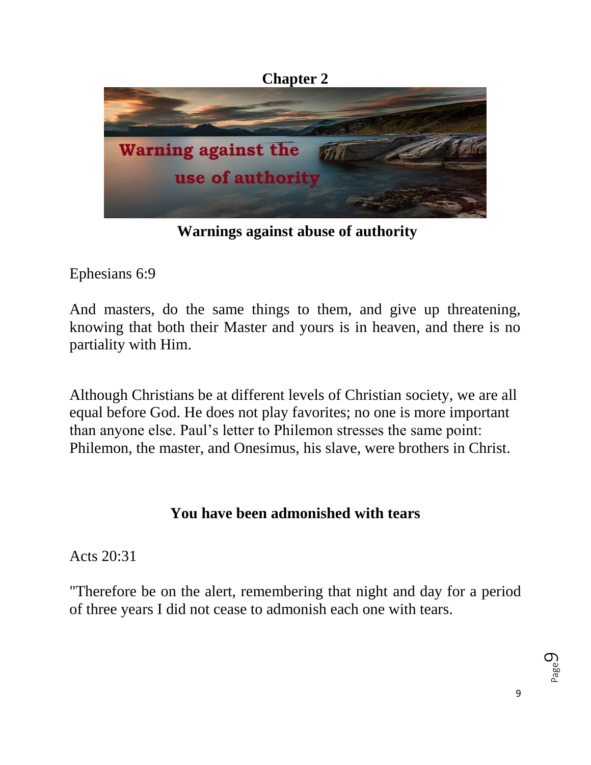# Chapter 2

**Warnings against abuse of authority**

Ephesians 6:9

And masters, do the same things to them, and give up threatening, knowing that both their Master and yours is in heaven, and there is no partiality with Him.

Although Christians be at different levels of Christian society, we are all equal before God. He does not play favorites; no one is more important than anyone else. Paul's letter to Philemon stresses the same point: Philemon, the master, and Onesimus, his slave, were brothers in Christ.

## You have been admonished with tears

Acts 20:31

"Therefore be on the alert, remembering that night and day for a period of three years I did not cease to admonish each one with tears.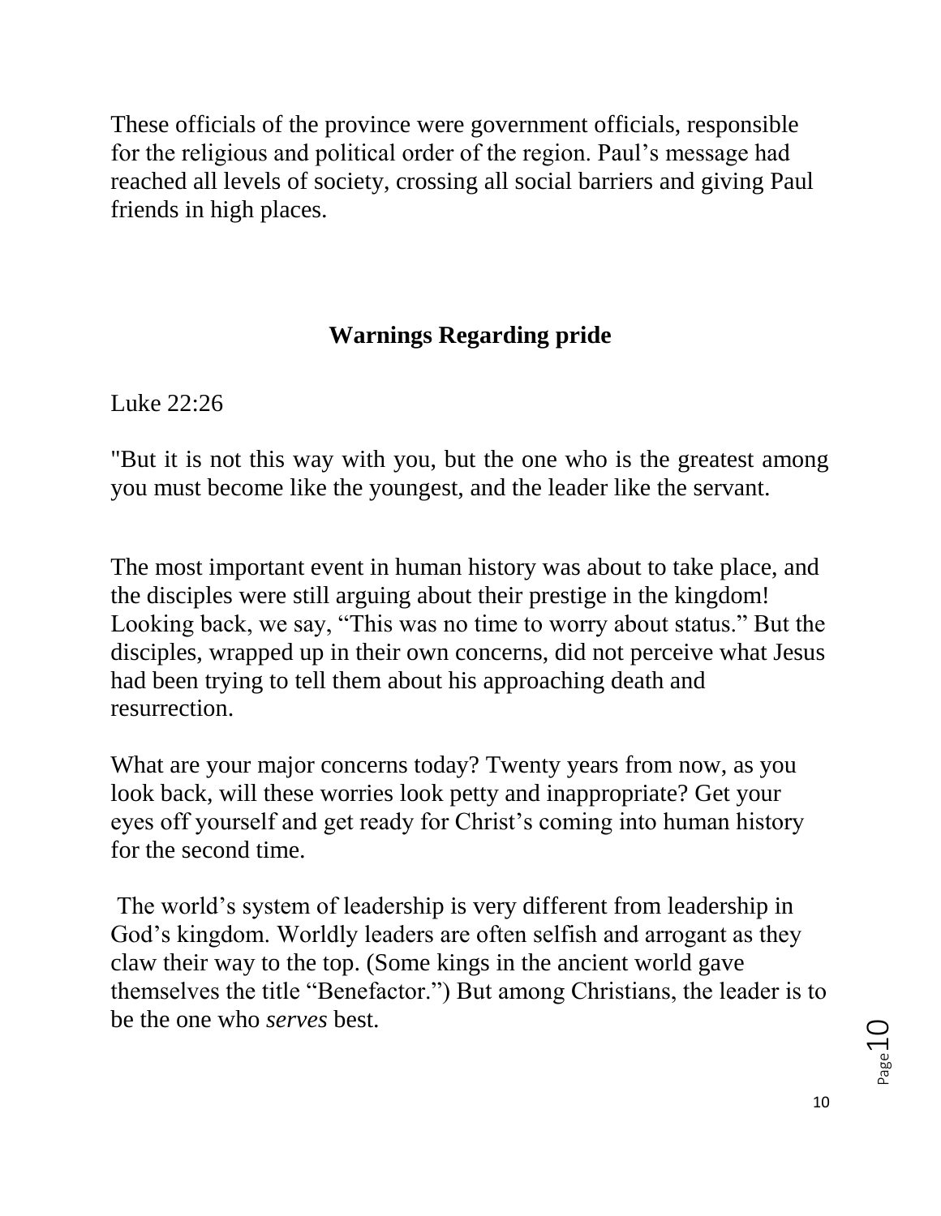These officials of the province were government officials, responsible for the religious and political order of the region. Paul's message had reached all levels of society, crossing all social barriers and giving Paul friends in high places.

## Warnings Regarding pride

Luke 22:26

"But it is not this way with you, but the one who is the greatest among you must become like the youngest, and the leader like the servant.

The most important event in human history was about to take place, and the disciples were still arguing about their prestige in the kingdom! Looking back, we say, "This was no time to worry about status." But the disciples, wrapped up in their own concerns, did not perceive what Jesus had been trying to tell them about his approaching death and resurrection.

What are your major concerns today? Twenty years from now, as you look back, will these worries look petty and inappropriate? Get your eyes off yourself and get ready for Christ's coming into human history for the second time.

The world's system of leadership is very different from leadership in God's kingdom. Worldly leaders are often selfish and arrogant as they claw their way to the top. (Some kings in the ancient world gave themselves the title "Benefactor.") But among Christians, the leader is to be the one who *serves* best.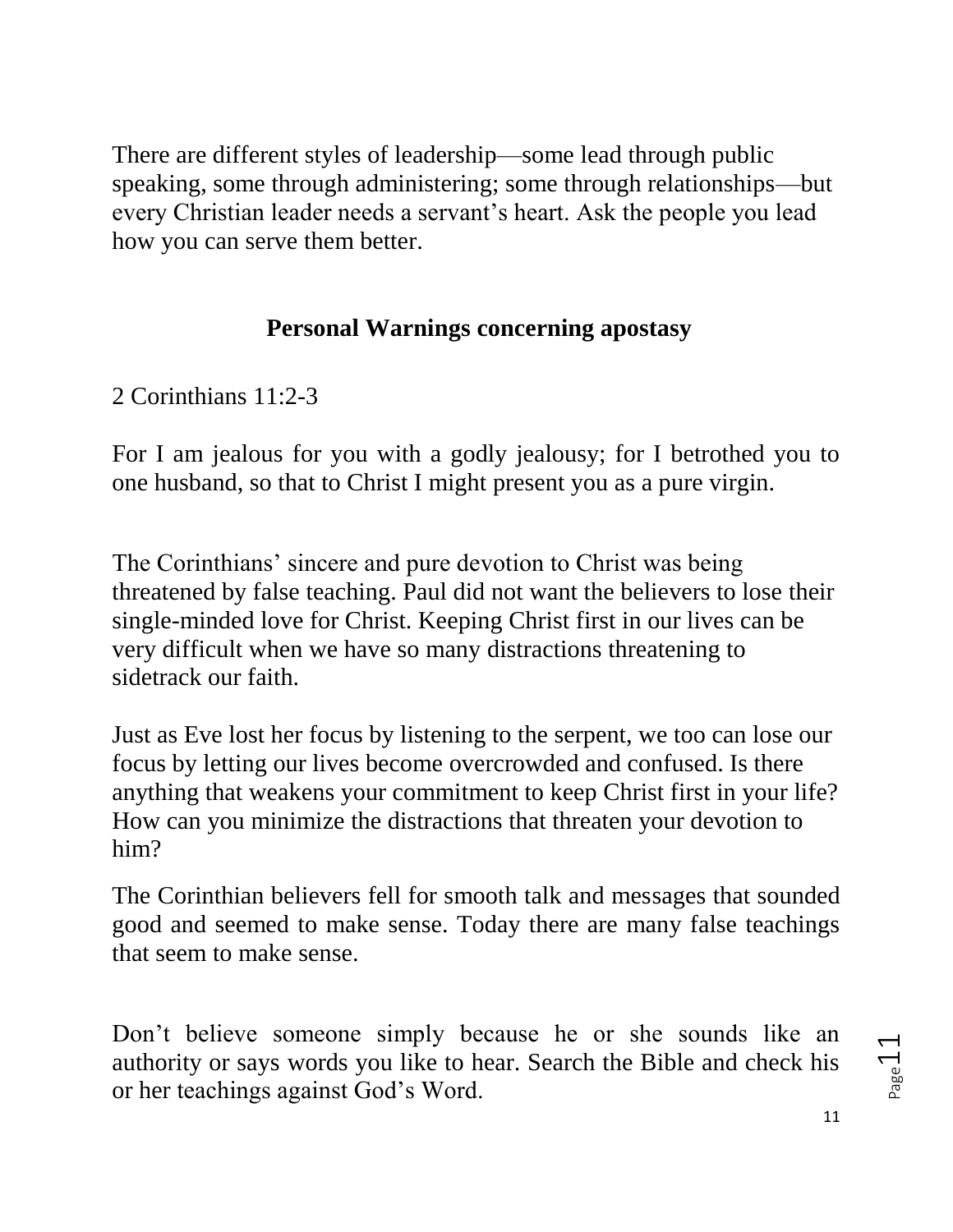There are different styles of leadership—some lead through public speaking, some through administering; some through relationships—but every Christian leader needs a servant's heart. Ask the people you lead how you can serve them better.

## Personal Warnings concerning apostasy

2 Corinthians 11:2-3

For I am jealous for you with a godly jealousy; for I betrothed you to one husband, so that to Christ I might present you as a pure virgin.

The Corinthians' sincere and pure devotion to Christ was being threatened by false teaching. Paul did not want the believers to lose their single-minded love for Christ. Keeping Christ first in our lives can be very difficult when we have so many distractions threatening to sidetrack our faith.

Just as Eve lost her focus by listening to the serpent, we too can lose our focus by letting our lives become overcrowded and confused. Is there anything that weakens your commitment to keep Christ first in your life? How can you minimize the distractions that threaten your devotion to him?

The Corinthian believers fell for smooth talk and messages that sounded good and seemed to make sense. Today there are many false teachings that seem to make sense.

Don't believe someone simply because he or she sounds like an authority or says words you like to hear. Search the Bible and check his or her teachings against God's Word.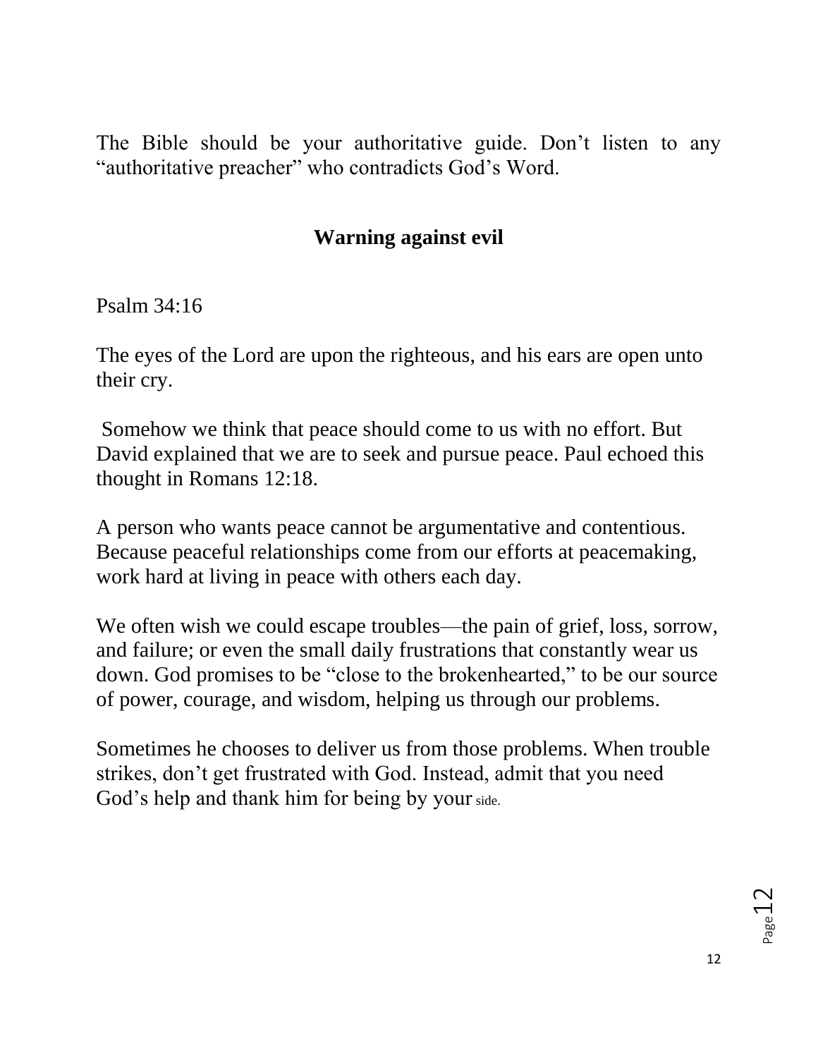The Bible should be your authoritative guide. Don't listen to any "authoritative preacher" who contradicts God's Word.

## Warning against evil

Psalm 34:16

The eyes of the Lord are upon the righteous, and his ears are open unto their cry.

Somehow we think that peace should come to us with no effort. But David explained that we are to seek and pursue peace. Paul echoed this thought in Romans 12:18.

A person who wants peace cannot be argumentative and contentious. Because peaceful relationships come from our efforts at peacemaking, work hard at living in peace with others each day.

We often wish we could escape troubles—the pain of grief, loss, sorrow, and failure; or even the small daily frustrations that constantly wear us down. God promises to be "close to the brokenhearted," to be our source of power, courage, and wisdom, helping us through our problems.

Sometimes he chooses to deliver us from those problems. When trouble strikes, don't get frustrated with God. Instead, admit that you need God's help and thank him for being by your side.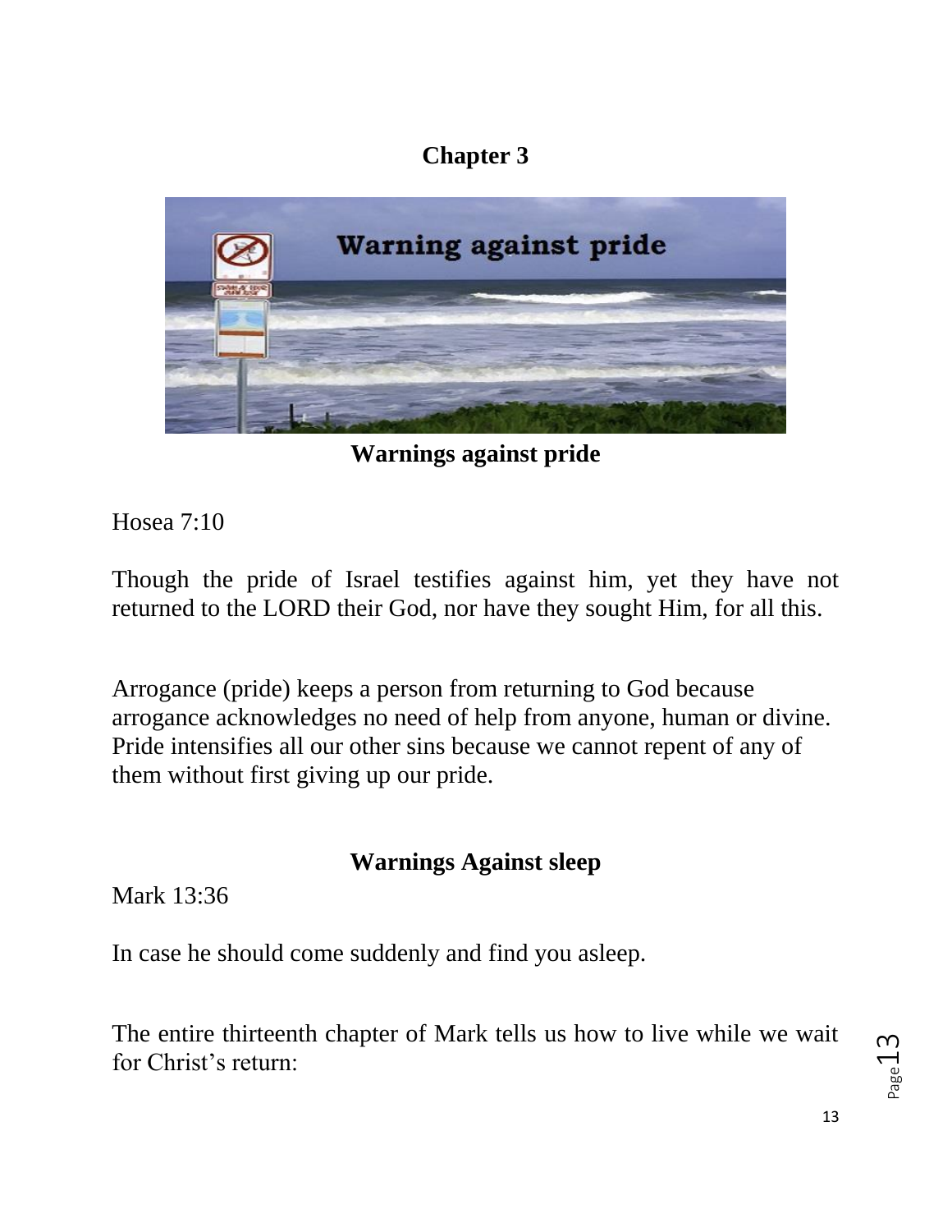# Chapter 3

**Warnings against pride**

Hosea 7:10

Though the pride of Israel testifies against him, yet they have not returned to the LORD their God, nor have they sought Him, for all this.

Arrogance (pride) keeps a person from returning to God because arrogance acknowledges no need of help from anyone, human or divine. Pride intensifies all our other sins because we cannot repent of any of them without first giving up our pride.

## Warnings Against sleep

Mark 13:36

In case he should come suddenly and find you asleep.

The entire thirteenth chapter of Mark tells us how to live while we wait for Christ's return: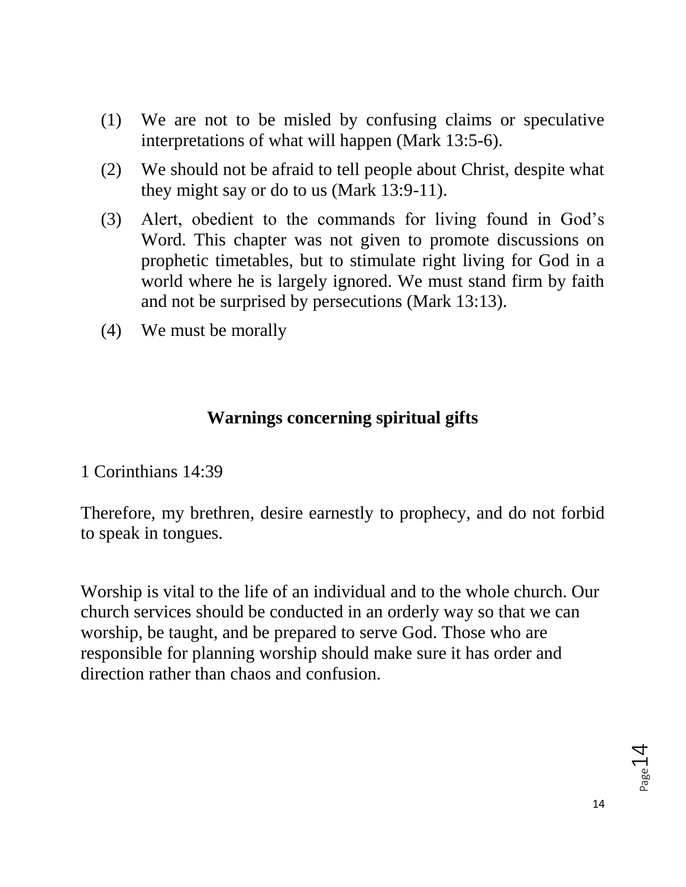(1) We are not to be misled by confusing claims or speculative interpretations of what will happen (Mark 13:5-6).

(2) We should not be afraid to tell people about Christ, despite what they might say or do to us (Mark 13:9-11).

(3) Alert, obedient to the commands for living found in God's Word. This chapter was not given to promote discussions on prophetic timetables, but to stimulate right living for God in a world where he is largely ignored. We must stand firm by faith and not be surprised by persecutions (Mark 13:13).

(4) We must be morally

## Warnings concerning spiritual gifts

1 Corinthians 14:39

Therefore, my brethren, desire earnestly to prophecy, and do not forbid to speak in tongues.

Worship is vital to the life of an individual and to the whole church. Our church services should be conducted in an orderly way so that we can worship, be taught, and be prepared to serve God. Those who are responsible for planning worship should make sure it has order and direction rather than chaos and confusion.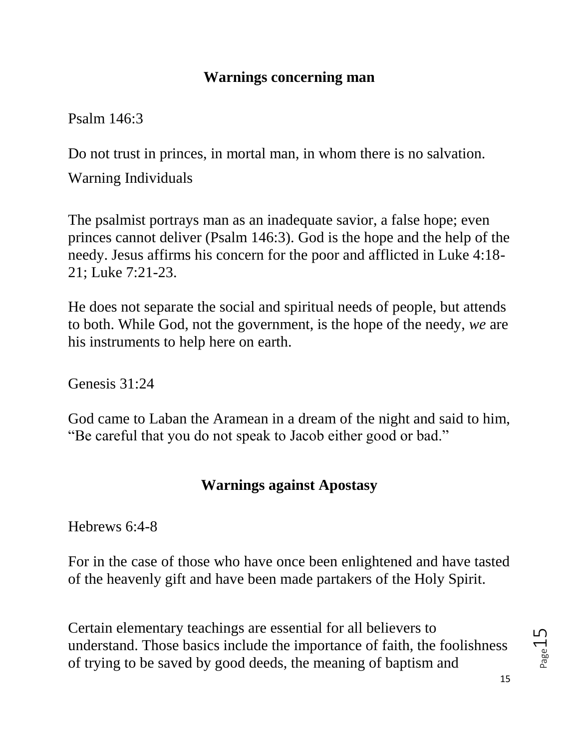## Warnings concerning man

Psalm 146:3

Do not trust in princes, in mortal man, in whom there is no salvation.

Warning Individuals

The psalmist portrays man as an inadequate savior, a false hope; even princes cannot deliver (Psalm 146:3). God is the hope and the help of the needy. Jesus affirms his concern for the poor and afflicted in Luke 4:18-21; Luke 7:21-23.

He does not separate the social and spiritual needs of people, but attends to both. While God, not the government, is the hope of the needy, *we* are his instruments to help here on earth.

Genesis 31:24

God came to Laban the Aramean in a dream of the night and said to him, "Be careful that you do not speak to Jacob either good or bad."

## Warnings against Apostasy

Hebrews 6:4-8

For in the case of those who have once been enlightened and have tasted of the heavenly gift and have been made partakers of the Holy Spirit.

Certain elementary teachings are essential for all believers to understand. Those basics include the importance of faith, the foolishness of trying to be saved by good deeds, the meaning of baptism and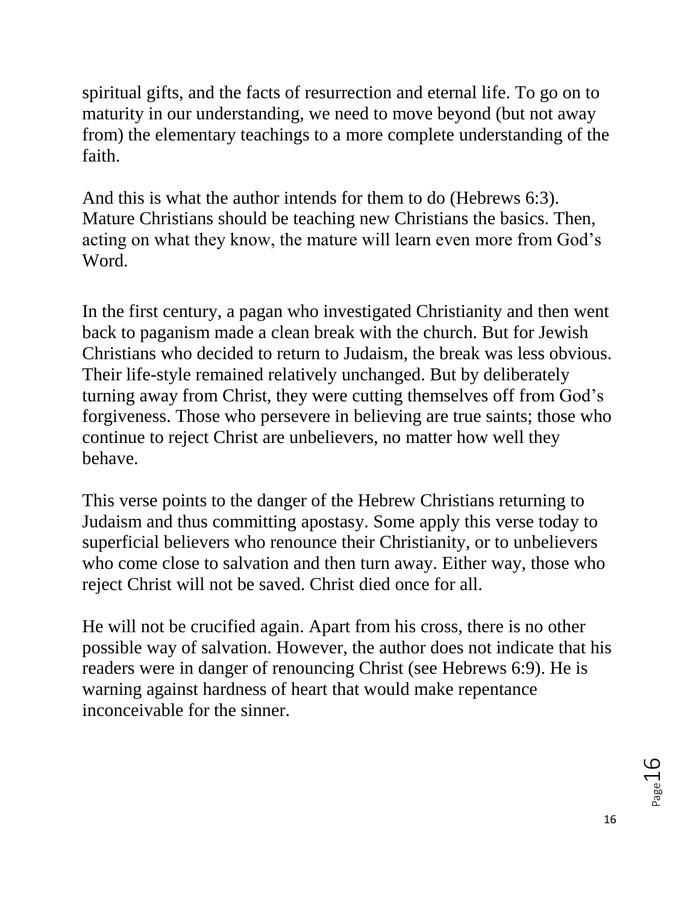spiritual gifts, and the facts of resurrection and eternal life. To go on to maturity in our understanding, we need to move beyond (but not away from) the elementary teachings to a more complete understanding of the faith.

And this is what the author intends for them to do (Hebrews 6:3). Mature Christians should be teaching new Christians the basics. Then, acting on what they know, the mature will learn even more from God's Word.

In the first century, a pagan who investigated Christianity and then went back to paganism made a clean break with the church. But for Jewish Christians who decided to return to Judaism, the break was less obvious. Their life-style remained relatively unchanged. But by deliberately turning away from Christ, they were cutting themselves off from God's forgiveness. Those who persevere in believing are true saints; those who continue to reject Christ are unbelievers, no matter how well they behave.

This verse points to the danger of the Hebrew Christians returning to Judaism and thus committing apostasy. Some apply this verse today to superficial believers who renounce their Christianity, or to unbelievers who come close to salvation and then turn away. Either way, those who reject Christ will not be saved. Christ died once for all.

He will not be crucified again. Apart from his cross, there is no other possible way of salvation. However, the author does not indicate that his readers were in danger of renouncing Christ (see Hebrews 6:9). He is warning against hardness of heart that would make repentance inconceivable for the sinner.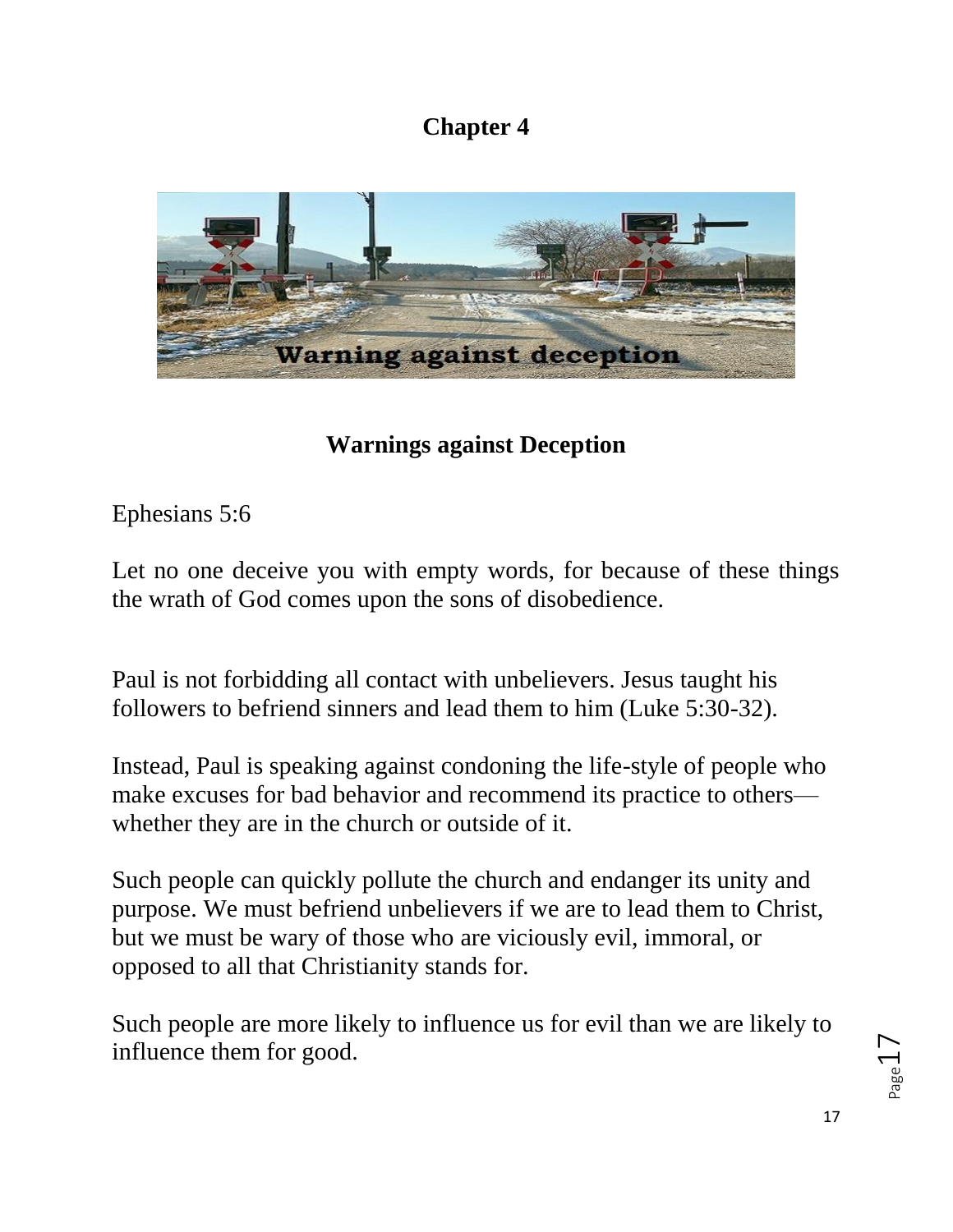# Chapter 4

## Warnings against Deception

Ephesians 5:6

Let no one deceive you with empty words, for because of these things the wrath of God comes upon the sons of disobedience.

Paul is not forbidding all contact with unbelievers. Jesus taught his followers to befriend sinners and lead them to him (Luke 5:30-32).

Instead, Paul is speaking against condoning the life-style of people who make excuses for bad behavior and recommend its practice to others—whether they are in the church or outside of it.

Such people can quickly pollute the church and endanger its unity and purpose. We must befriend unbelievers if we are to lead them to Christ, but we must be wary of those who are viciously evil, immoral, or opposed to all that Christianity stands for.

Such people are more likely to influence us for evil than we are likely to influence them for good.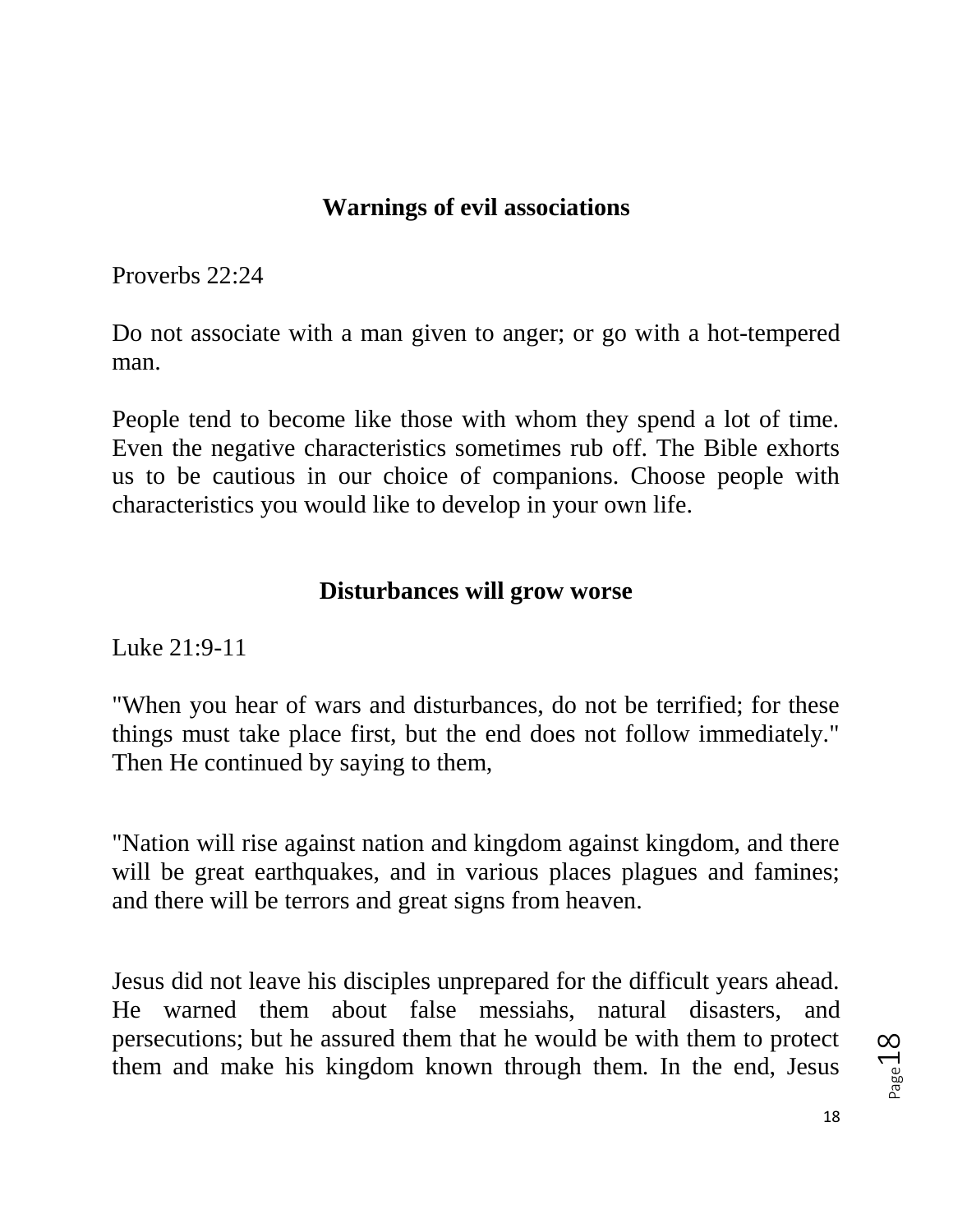## Warnings of evil associations

Proverbs 22:24

Do not associate with a man given to anger; or go with a hot-tempered man.

People tend to become like those with whom they spend a lot of time. Even the negative characteristics sometimes rub off. The Bible exhorts us to be cautious in our choice of companions. Choose people with characteristics you would like to develop in your own life.

## Disturbances will grow worse

Luke 21:9-11

"When you hear of wars and disturbances, do not be terrified; for these things must take place first, but the end does not follow immediately." Then He continued by saying to them,

"Nation will rise against nation and kingdom against kingdom, and there will be great earthquakes, and in various places plagues and famines; and there will be terrors and great signs from heaven.

Jesus did not leave his disciples unprepared for the difficult years ahead. He warned them about false messiahs, natural disasters, and persecutions; but he assured them that he would be with them to protect them and make his kingdom known through them. In the end, Jesus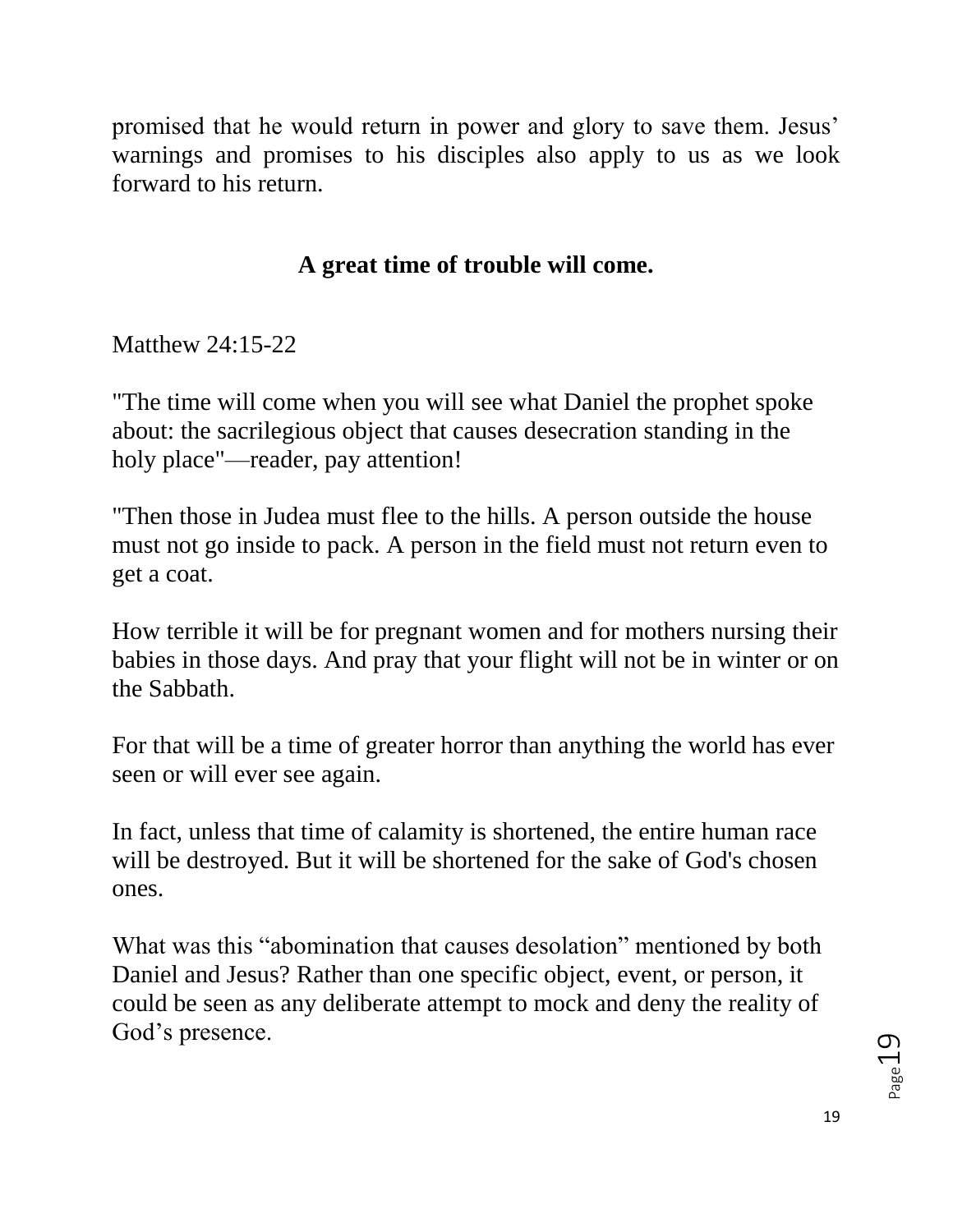promised that he would return in power and glory to save them. Jesus' warnings and promises to his disciples also apply to us as we look forward to his return.

## A great time of trouble will come.

Matthew 24:15-22

"The time will come when you will see what Daniel the prophet spoke about: the sacrilegious object that causes desecration standing in the holy place"—reader, pay attention!

"Then those in Judea must flee to the hills. A person outside the house must not go inside to pack. A person in the field must not return even to get a coat.

How terrible it will be for pregnant women and for mothers nursing their babies in those days. And pray that your flight will not be in winter or on the Sabbath.

For that will be a time of greater horror than anything the world has ever seen or will ever see again.

In fact, unless that time of calamity is shortened, the entire human race will be destroyed. But it will be shortened for the sake of God's chosen ones.

What was this "abomination that causes desolation" mentioned by both Daniel and Jesus? Rather than one specific object, event, or person, it could be seen as any deliberate attempt to mock and deny the reality of God's presence.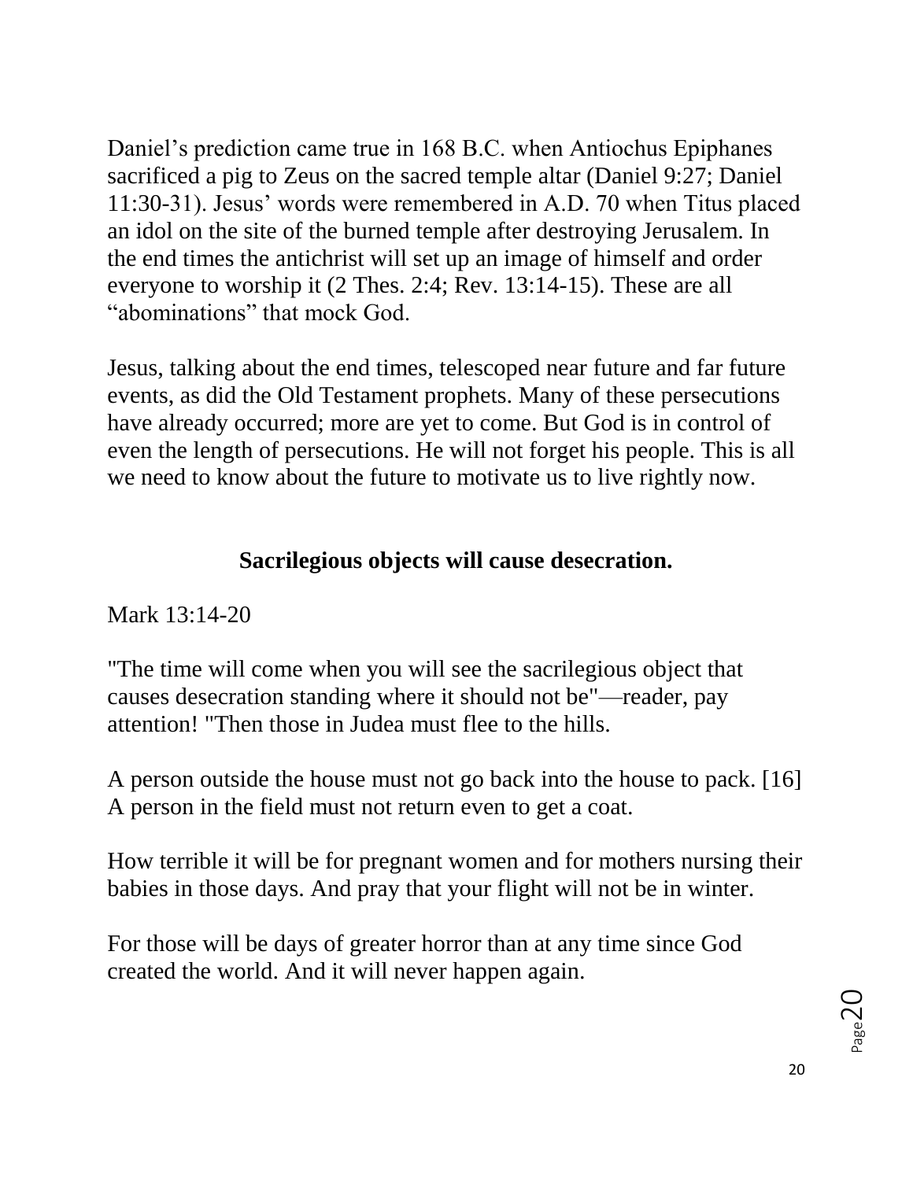Daniel’s prediction came true in 168 B.C. when Antiochus Epiphanes sacrificed a pig to Zeus on the sacred temple altar (Daniel 9:27; Daniel 11:30-31). Jesus’ words were remembered in A.D. 70 when Titus placed an idol on the site of the burned temple after destroying Jerusalem. In the end times the antichrist will set up an image of himself and order everyone to worship it (2 Thes. 2:4; Rev. 13:14-15). These are all “abominations” that mock God.

Jesus, talking about the end times, telescoped near future and far future events, as did the Old Testament prophets. Many of these persecutions have already occurred; more are yet to come. But God is in control of even the length of persecutions. He will not forget his people. This is all we need to know about the future to motivate us to live rightly now.

## Sacrilegious objects will cause desecration.

Mark 13:14-20

"The time will come when you will see the sacrilegious object that causes desecration standing where it should not be"—reader, pay attention! "Then those in Judea must flee to the hills.

A person outside the house must not go back into the house to pack. [16] A person in the field must not return even to get a coat.

How terrible it will be for pregnant women and for mothers nursing their babies in those days. And pray that your flight will not be in winter.

For those will be days of greater horror than at any time since God created the world. And it will never happen again.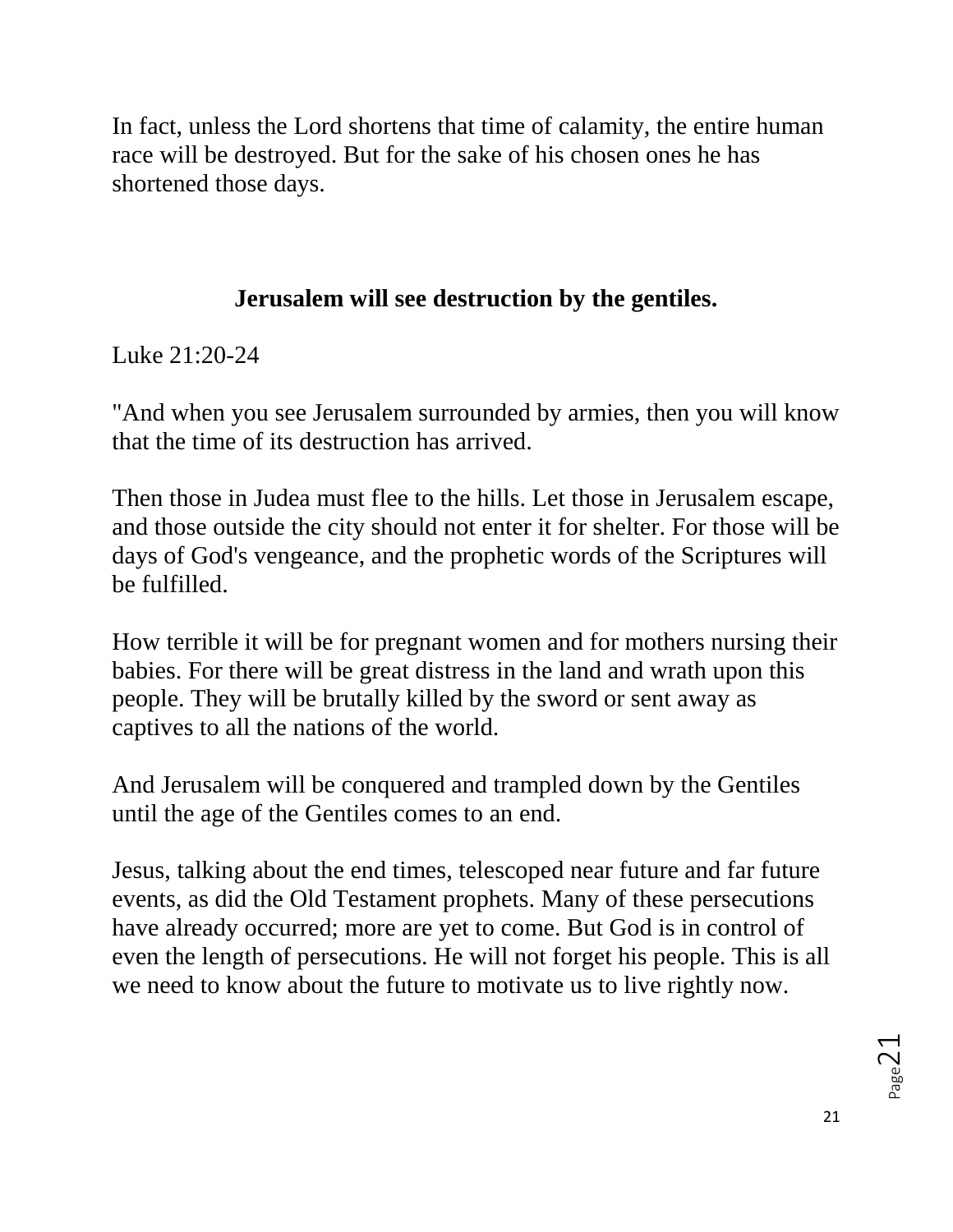In fact, unless the Lord shortens that time of calamity, the entire human race will be destroyed. But for the sake of his chosen ones he has shortened those days.

## Jerusalem will see destruction by the gentiles.

Luke 21:20-24

"And when you see Jerusalem surrounded by armies, then you will know that the time of its destruction has arrived.

Then those in Judea must flee to the hills. Let those in Jerusalem escape, and those outside the city should not enter it for shelter. For those will be days of God's vengeance, and the prophetic words of the Scriptures will be fulfilled.

How terrible it will be for pregnant women and for mothers nursing their babies. For there will be great distress in the land and wrath upon this people. They will be brutally killed by the sword or sent away as captives to all the nations of the world.

And Jerusalem will be conquered and trampled down by the Gentiles until the age of the Gentiles comes to an end.

Jesus, talking about the end times, telescoped near future and far future events, as did the Old Testament prophets. Many of these persecutions have already occurred; more are yet to come. But God is in control of even the length of persecutions. He will not forget his people. This is all we need to know about the future to motivate us to live rightly now.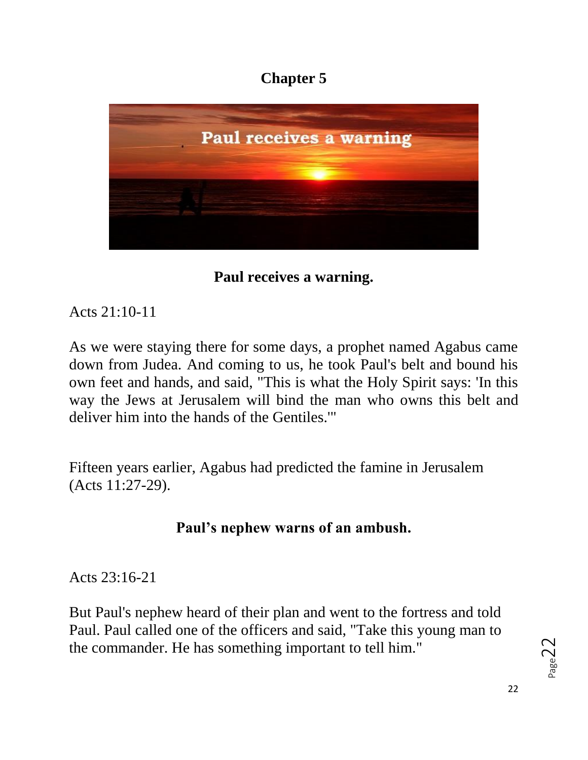# Chapter 5

**Paul receives a warning.**

Acts 21:10-11

As we were staying there for some days, a prophet named Agabus came down from Judea. And coming to us, he took Paul's belt and bound his own feet and hands, and said, "This is what the Holy Spirit says: 'In this way the Jews at Jerusalem will bind the man who owns this belt and deliver him into the hands of the Gentiles.'"

Fifteen years earlier, Agabus had predicted the famine in Jerusalem (Acts 11:27-29).

**Paul's nephew warns of an ambush.**

Acts 23:16-21

But Paul's nephew heard of their plan and went to the fortress and told Paul. Paul called one of the officers and said, "Take this young man to the commander. He has something important to tell him."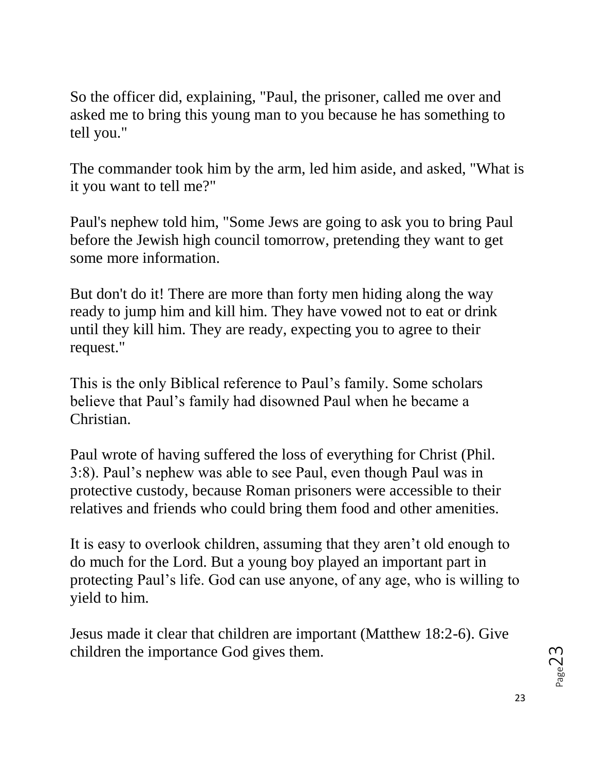So the officer did, explaining, "Paul, the prisoner, called me over and asked me to bring this young man to you because he has something to tell you."

The commander took him by the arm, led him aside, and asked, "What is it you want to tell me?"

Paul's nephew told him, "Some Jews are going to ask you to bring Paul before the Jewish high council tomorrow, pretending they want to get some more information.

But don't do it! There are more than forty men hiding along the way ready to jump him and kill him. They have vowed not to eat or drink until they kill him. They are ready, expecting you to agree to their request."

This is the only Biblical reference to Paul’s family. Some scholars believe that Paul’s family had disowned Paul when he became a Christian.

Paul wrote of having suffered the loss of everything for Christ (Phil. 3:8). Paul’s nephew was able to see Paul, even though Paul was in protective custody, because Roman prisoners were accessible to their relatives and friends who could bring them food and other amenities.

It is easy to overlook children, assuming that they aren’t old enough to do much for the Lord. But a young boy played an important part in protecting Paul’s life. God can use anyone, of any age, who is willing to yield to him.

Jesus made it clear that children are important (Matthew 18:2-6). Give children the importance God gives them.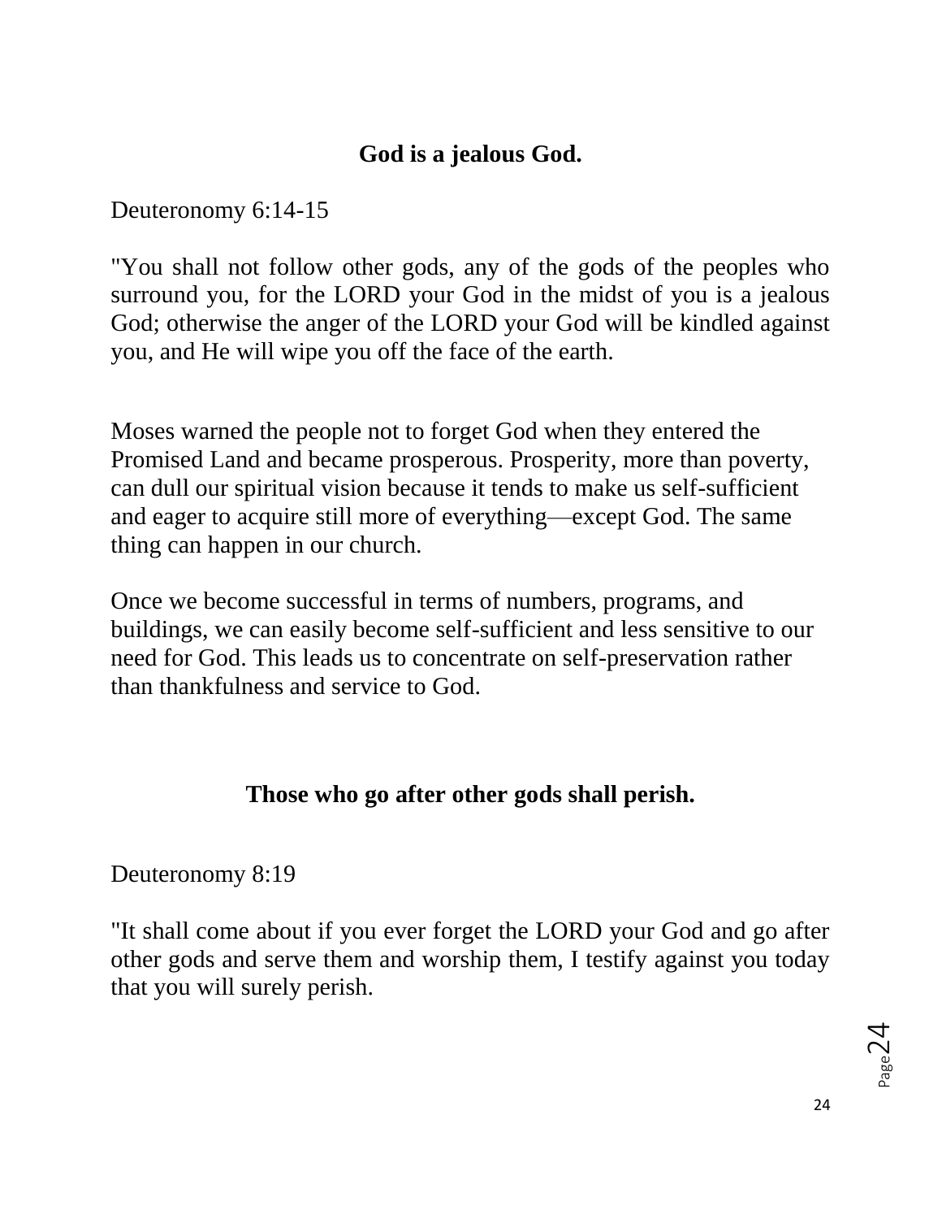**God is a jealous God.**

Deuteronomy 6:14-15

"You shall not follow other gods, any of the gods of the peoples who surround you, for the LORD your God in the midst of you is a jealous God; otherwise the anger of the LORD your God will be kindled against you, and He will wipe you off the face of the earth.

Moses warned the people not to forget God when they entered the Promised Land and became prosperous. Prosperity, more than poverty, can dull our spiritual vision because it tends to make us self-sufficient and eager to acquire still more of everything—except God. The same thing can happen in our church.

Once we become successful in terms of numbers, programs, and buildings, we can easily become self-sufficient and less sensitive to our need for God. This leads us to concentrate on self-preservation rather than thankfulness and service to God.

**Those who go after other gods shall perish.**

Deuteronomy 8:19

"It shall come about if you ever forget the LORD your God and go after other gods and serve them and worship them, I testify against you today that you will surely perish.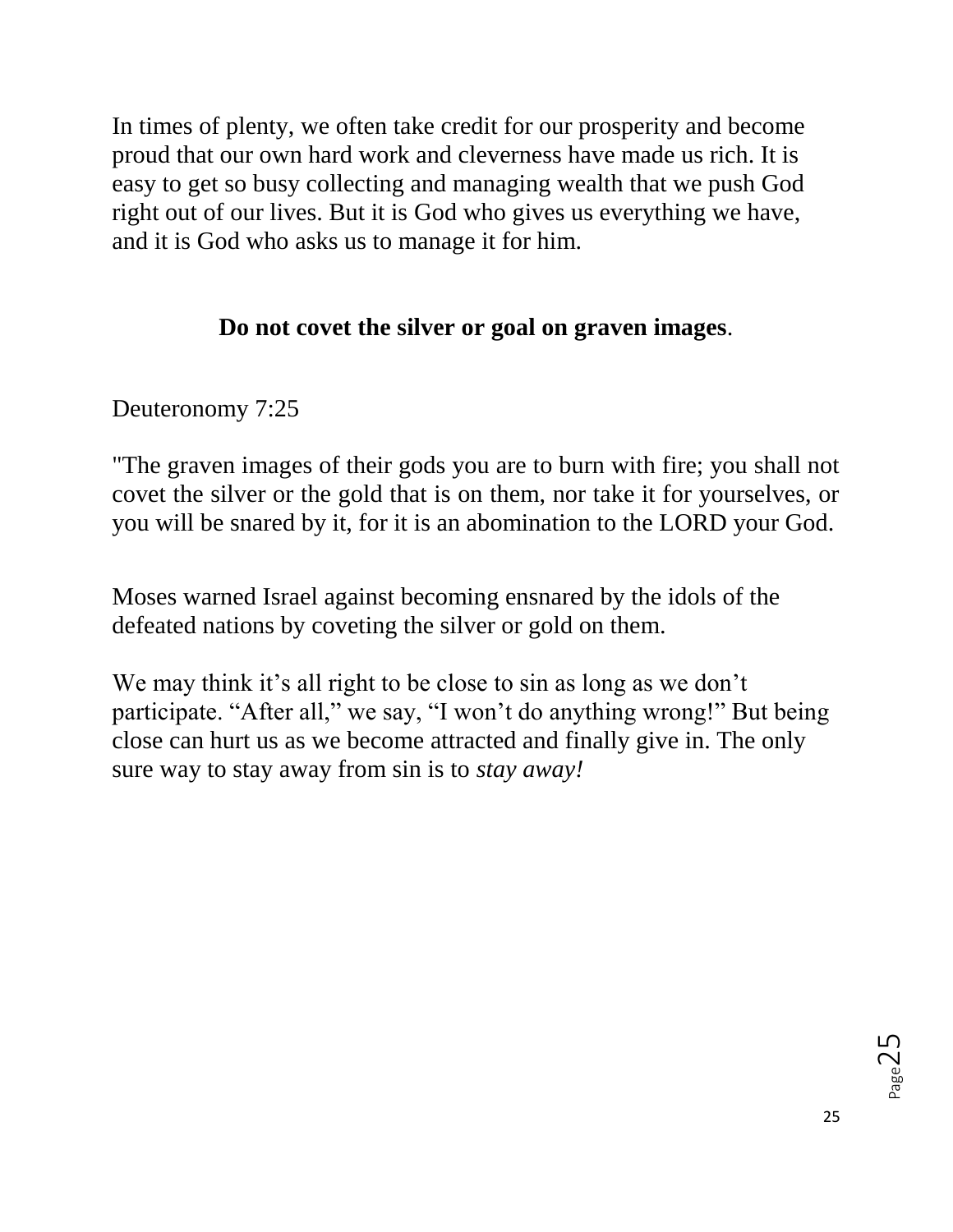In times of plenty, we often take credit for our prosperity and become proud that our own hard work and cleverness have made us rich. It is easy to get so busy collecting and managing wealth that we push God right out of our lives. But it is God who gives us everything we have, and it is God who asks us to manage it for him.

**Do not covet the silver or goal on graven images**.

Deuteronomy 7:25

"The graven images of their gods you are to burn with fire; you shall not covet the silver or the gold that is on them, nor take it for yourselves, or you will be snared by it, for it is an abomination to the LORD your God.

Moses warned Israel against becoming ensnared by the idols of the defeated nations by coveting the silver or gold on them.

We may think it's all right to be close to sin as long as we don't participate. "After all," we say, "I won't do anything wrong!" But being close can hurt us as we become attracted and finally give in. The only sure way to stay away from sin is to *stay away!*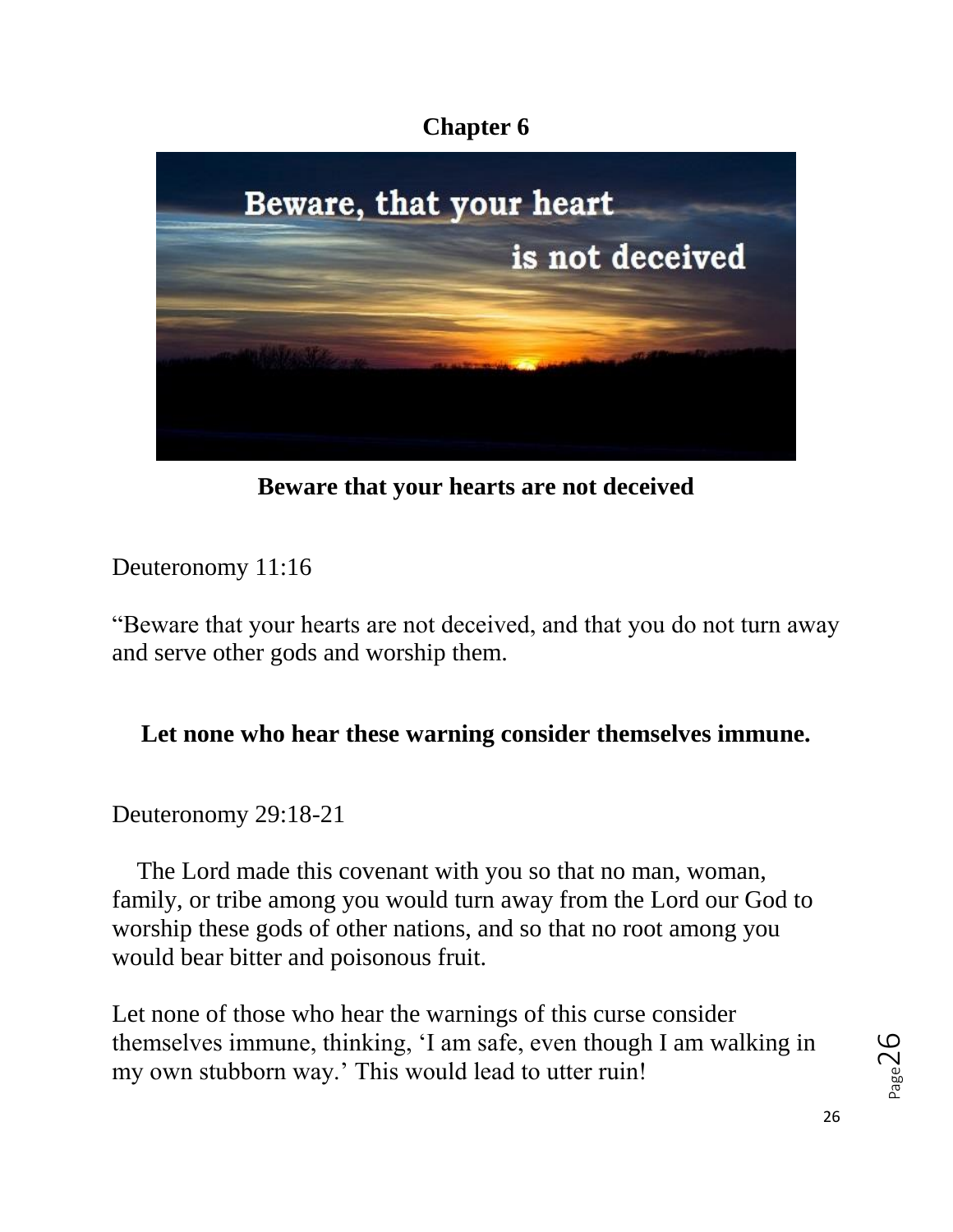# Chapter 6

**Beware that your hearts are not deceived**

Deuteronomy 11:16

"Beware that your hearts are not deceived, and that you do not turn away and serve other gods and worship them.

**Let none who hear these warning consider themselves immune.**

Deuteronomy 29:18-21

The Lord made this covenant with you so that no man, woman, family, or tribe among you would turn away from the Lord our God to worship these gods of other nations, and so that no root among you would bear bitter and poisonous fruit.

Let none of those who hear the warnings of this curse consider themselves immune, thinking, 'I am safe, even though I am walking in my own stubborn way.' This would lead to utter ruin!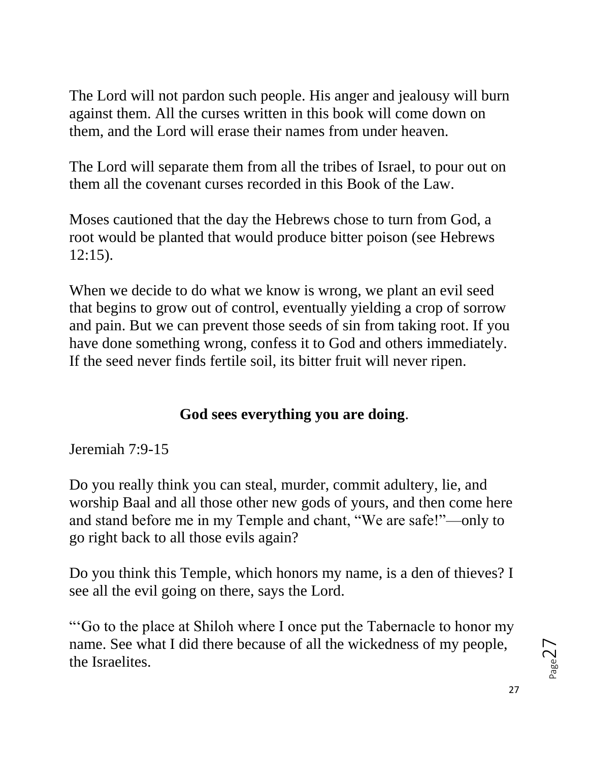The Lord will not pardon such people. His anger and jealousy will burn against them. All the curses written in this book will come down on them, and the Lord will erase their names from under heaven.

The Lord will separate them from all the tribes of Israel, to pour out on them all the covenant curses recorded in this Book of the Law.

Moses cautioned that the day the Hebrews chose to turn from God, a root would be planted that would produce bitter poison (see Hebrews 12:15).

When we decide to do what we know is wrong, we plant an evil seed that begins to grow out of control, eventually yielding a crop of sorrow and pain. But we can prevent those seeds of sin from taking root. If you have done something wrong, confess it to God and others immediately. If the seed never finds fertile soil, its bitter fruit will never ripen.

**God sees everything you are doing**.

Jeremiah 7:9-15

Do you really think you can steal, murder, commit adultery, lie, and worship Baal and all those other new gods of yours, and then come here and stand before me in my Temple and chant, "We are safe!"—only to go right back to all those evils again?

Do you think this Temple, which honors my name, is a den of thieves? I see all the evil going on there, says the Lord.

"'Go to the place at Shiloh where I once put the Tabernacle to honor my name. See what I did there because of all the wickedness of my people, the Israelites.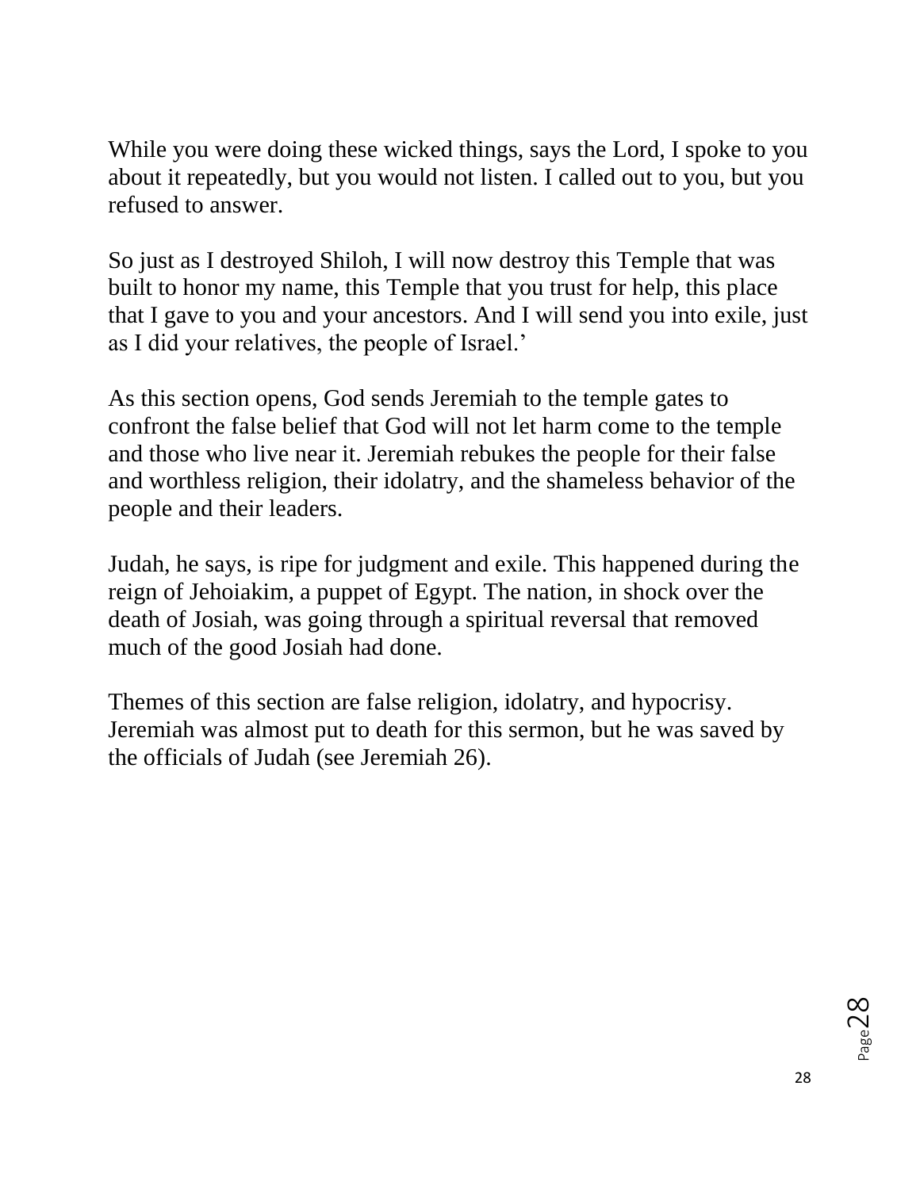While you were doing these wicked things, says the Lord, I spoke to you about it repeatedly, but you would not listen. I called out to you, but you refused to answer.

So just as I destroyed Shiloh, I will now destroy this Temple that was built to honor my name, this Temple that you trust for help, this place that I gave to you and your ancestors. And I will send you into exile, just as I did your relatives, the people of Israel.'

As this section opens, God sends Jeremiah to the temple gates to confront the false belief that God will not let harm come to the temple and those who live near it. Jeremiah rebukes the people for their false and worthless religion, their idolatry, and the shameless behavior of the people and their leaders.

Judah, he says, is ripe for judgment and exile. This happened during the reign of Jehoiakim, a puppet of Egypt. The nation, in shock over the death of Josiah, was going through a spiritual reversal that removed much of the good Josiah had done.

Themes of this section are false religion, idolatry, and hypocrisy. Jeremiah was almost put to death for this sermon, but he was saved by the officials of Judah (see Jeremiah 26).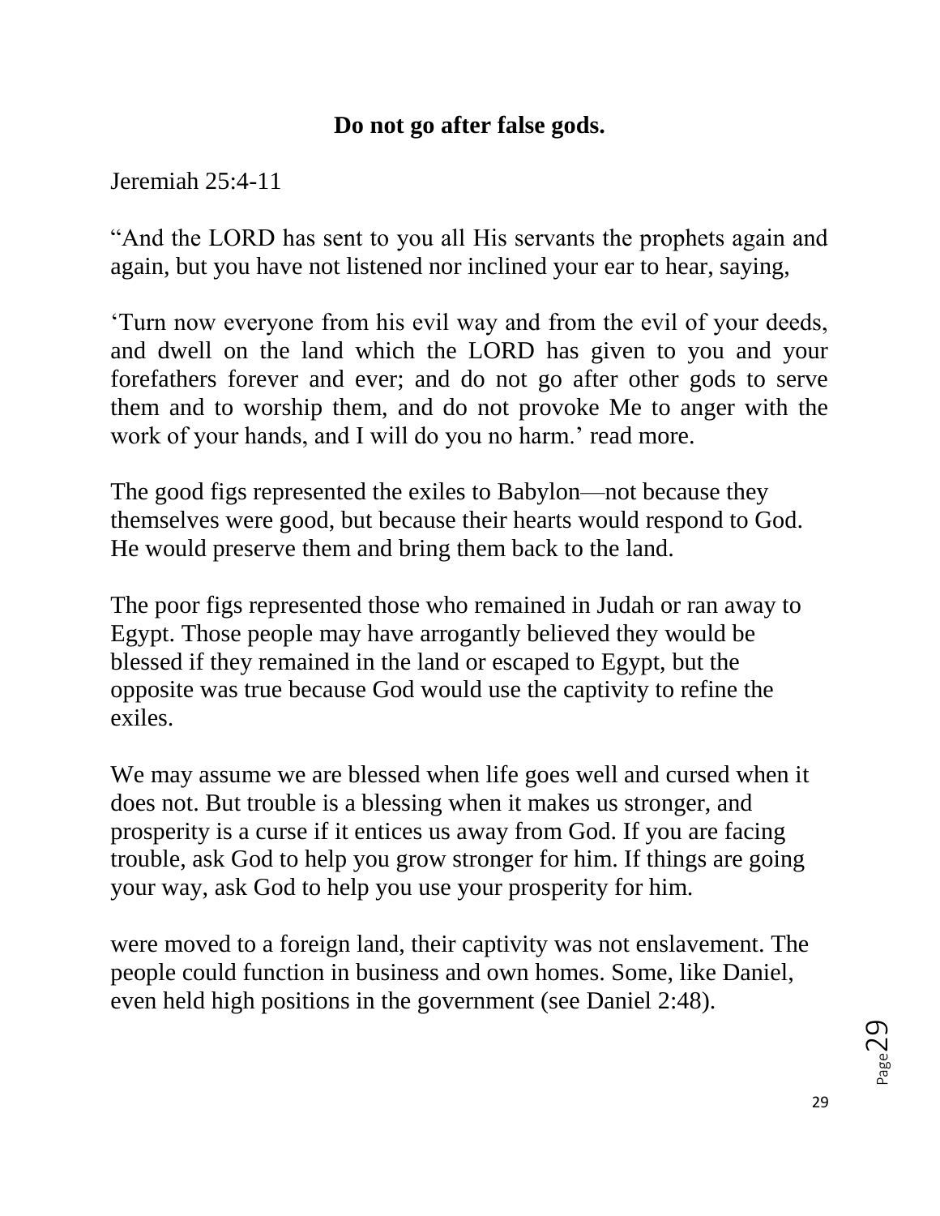## Do not go after false gods.

Jeremiah 25:4-11

"And the LORD has sent to you all His servants the prophets again and again, but you have not listened nor inclined your ear to hear, saying,

'Turn now everyone from his evil way and from the evil of your deeds, and dwell on the land which the LORD has given to you and your forefathers forever and ever; and do not go after other gods to serve them and to worship them, and do not provoke Me to anger with the work of your hands, and I will do you no harm.' read more.

The good figs represented the exiles to Babylon—not because they themselves were good, but because their hearts would respond to God. He would preserve them and bring them back to the land.

The poor figs represented those who remained in Judah or ran away to Egypt. Those people may have arrogantly believed they would be blessed if they remained in the land or escaped to Egypt, but the opposite was true because God would use the captivity to refine the exiles.

We may assume we are blessed when life goes well and cursed when it does not. But trouble is a blessing when it makes us stronger, and prosperity is a curse if it entices us away from God. If you are facing trouble, ask God to help you grow stronger for him. If things are going your way, ask God to help you use your prosperity for him.

were moved to a foreign land, their captivity was not enslavement. The people could function in business and own homes. Some, like Daniel, even held high positions in the government (see Daniel 2:48).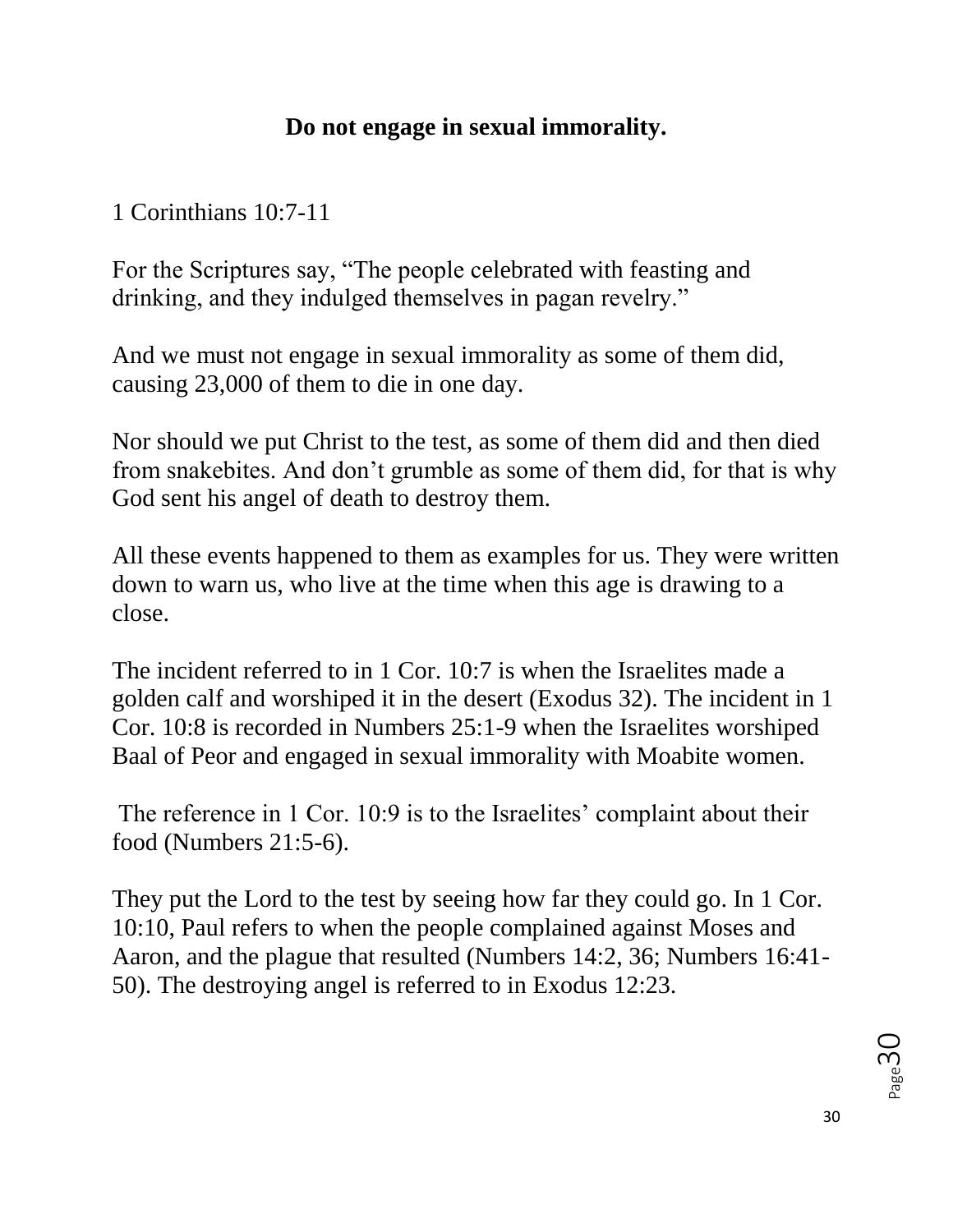## Do not engage in sexual immorality.

1 Corinthians 10:7-11

For the Scriptures say, "The people celebrated with feasting and drinking, and they indulged themselves in pagan revelry."

And we must not engage in sexual immorality as some of them did, causing 23,000 of them to die in one day.

Nor should we put Christ to the test, as some of them did and then died from snakebites. And don't grumble as some of them did, for that is why God sent his angel of death to destroy them.

All these events happened to them as examples for us. They were written down to warn us, who live at the time when this age is drawing to a close.

The incident referred to in 1 Cor. 10:7 is when the Israelites made a golden calf and worshiped it in the desert (Exodus 32). The incident in 1 Cor. 10:8 is recorded in Numbers 25:1-9 when the Israelites worshiped Baal of Peor and engaged in sexual immorality with Moabite women.

The reference in 1 Cor. 10:9 is to the Israelites' complaint about their food (Numbers 21:5-6).

They put the Lord to the test by seeing how far they could go. In 1 Cor. 10:10, Paul refers to when the people complained against Moses and Aaron, and the plague that resulted (Numbers 14:2, 36; Numbers 16:41-50). The destroying angel is referred to in Exodus 12:23.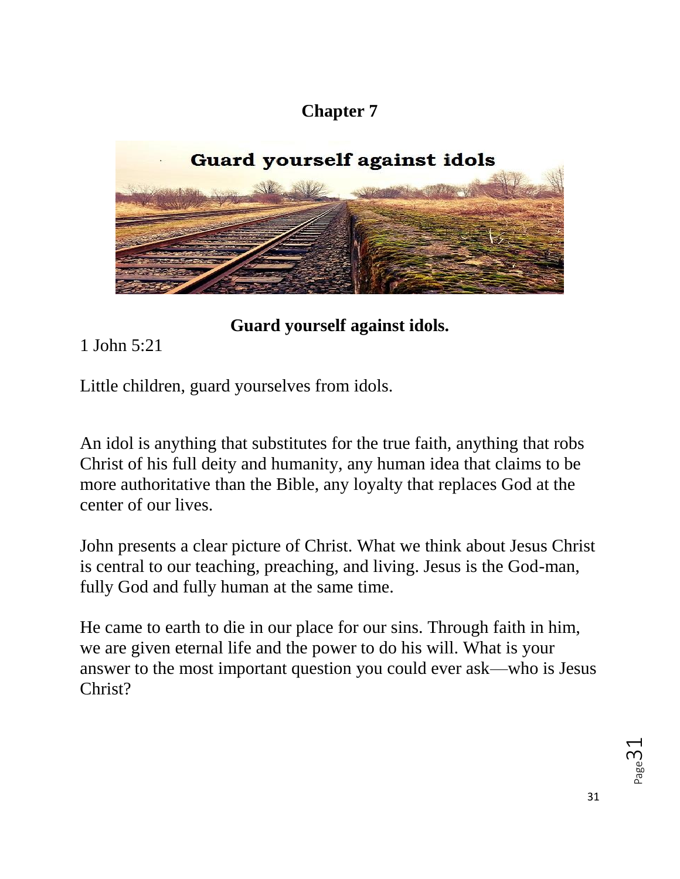# Chapter 7

**Guard yourself against idols.**

1 John 5:21

Little children, guard yourselves from idols.

An idol is anything that substitutes for the true faith, anything that robs Christ of his full deity and humanity, any human idea that claims to be more authoritative than the Bible, any loyalty that replaces God at the center of our lives.

John presents a clear picture of Christ. What we think about Jesus Christ is central to our teaching, preaching, and living. Jesus is the God-man, fully God and fully human at the same time.

He came to earth to die in our place for our sins. Through faith in him, we are given eternal life and the power to do his will. What is your answer to the most important question you could ever ask—who is Jesus Christ?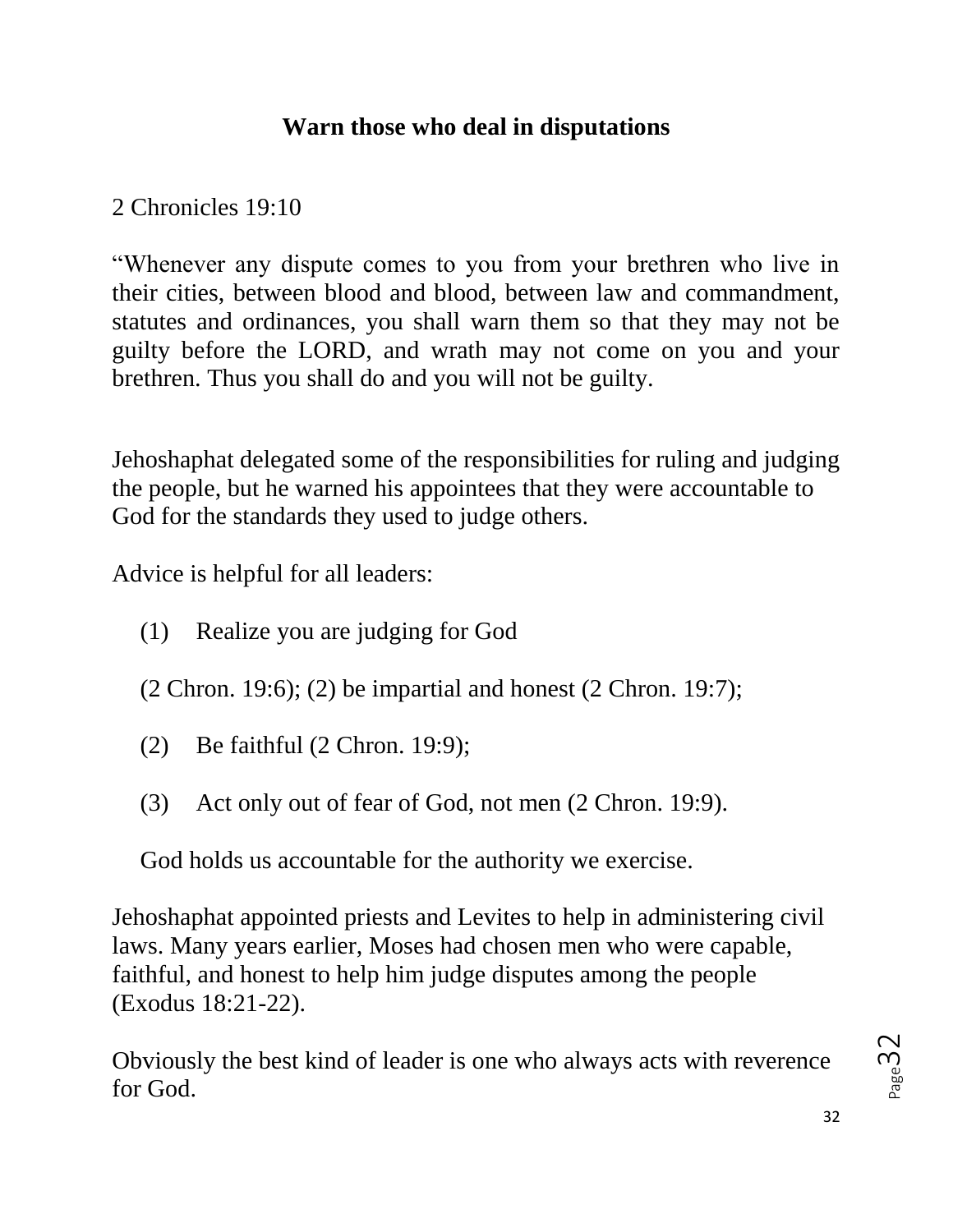## Warn those who deal in disputations

2 Chronicles 19:10

“Whenever any dispute comes to you from your brethren who live in their cities, between blood and blood, between law and commandment, statutes and ordinances, you shall warn them so that they may not be guilty before the LORD, and wrath may not come on you and your brethren. Thus you shall do and you will not be guilty.

Jehoshaphat delegated some of the responsibilities for ruling and judging the people, but he warned his appointees that they were accountable to God for the standards they used to judge others.

Advice is helpful for all leaders:

(1) Realize you are judging for God

(2 Chron. 19:6); (2) be impartial and honest (2 Chron. 19:7);

(2) Be faithful (2 Chron. 19:9);

(3) Act only out of fear of God, not men (2 Chron. 19:9).

God holds us accountable for the authority we exercise.

Jehoshaphat appointed priests and Levites to help in administering civil laws. Many years earlier, Moses had chosen men who were capable, faithful, and honest to help him judge disputes among the people (Exodus 18:21-22).

Obviously the best kind of leader is one who always acts with reverence for God.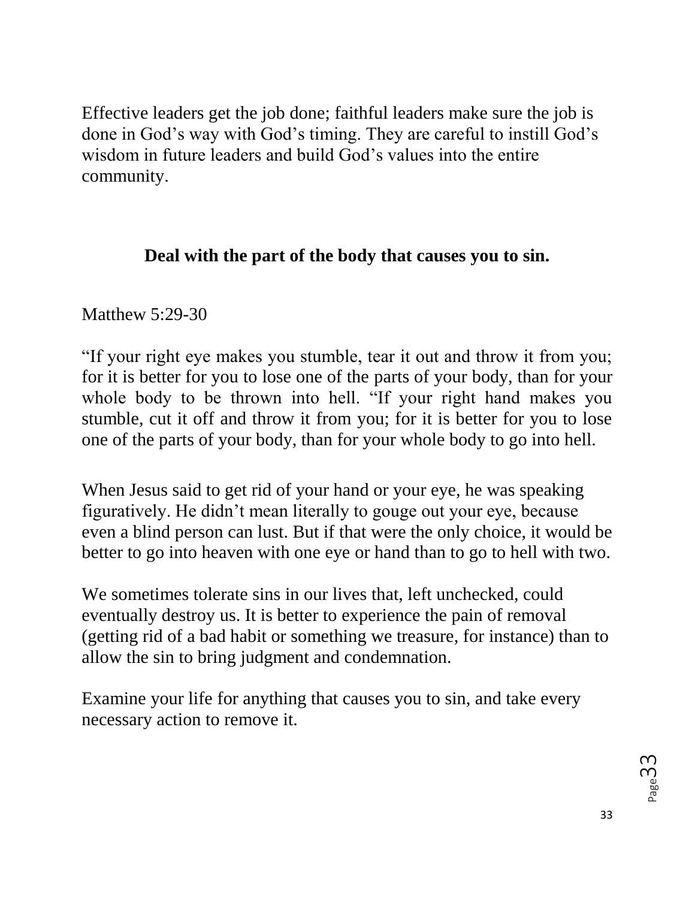Effective leaders get the job done; faithful leaders make sure the job is done in God's way with God's timing. They are careful to instill God's wisdom in future leaders and build God's values into the entire community.

## **Deal with the part of the body that causes you to sin.**

Matthew 5:29-30

"If your right eye makes you stumble, tear it out and throw it from you; for it is better for you to lose one of the parts of your body, than for your whole body to be thrown into hell. "If your right hand makes you stumble, cut it off and throw it from you; for it is better for you to lose one of the parts of your body, than for your whole body to go into hell.

When Jesus said to get rid of your hand or your eye, he was speaking figuratively. He didn't mean literally to gouge out your eye, because even a blind person can lust. But if that were the only choice, it would be better to go into heaven with one eye or hand than to go to hell with two.

We sometimes tolerate sins in our lives that, left unchecked, could eventually destroy us. It is better to experience the pain of removal (getting rid of a bad habit or something we treasure, for instance) than to allow the sin to bring judgment and condemnation.

Examine your life for anything that causes you to sin, and take every necessary action to remove it.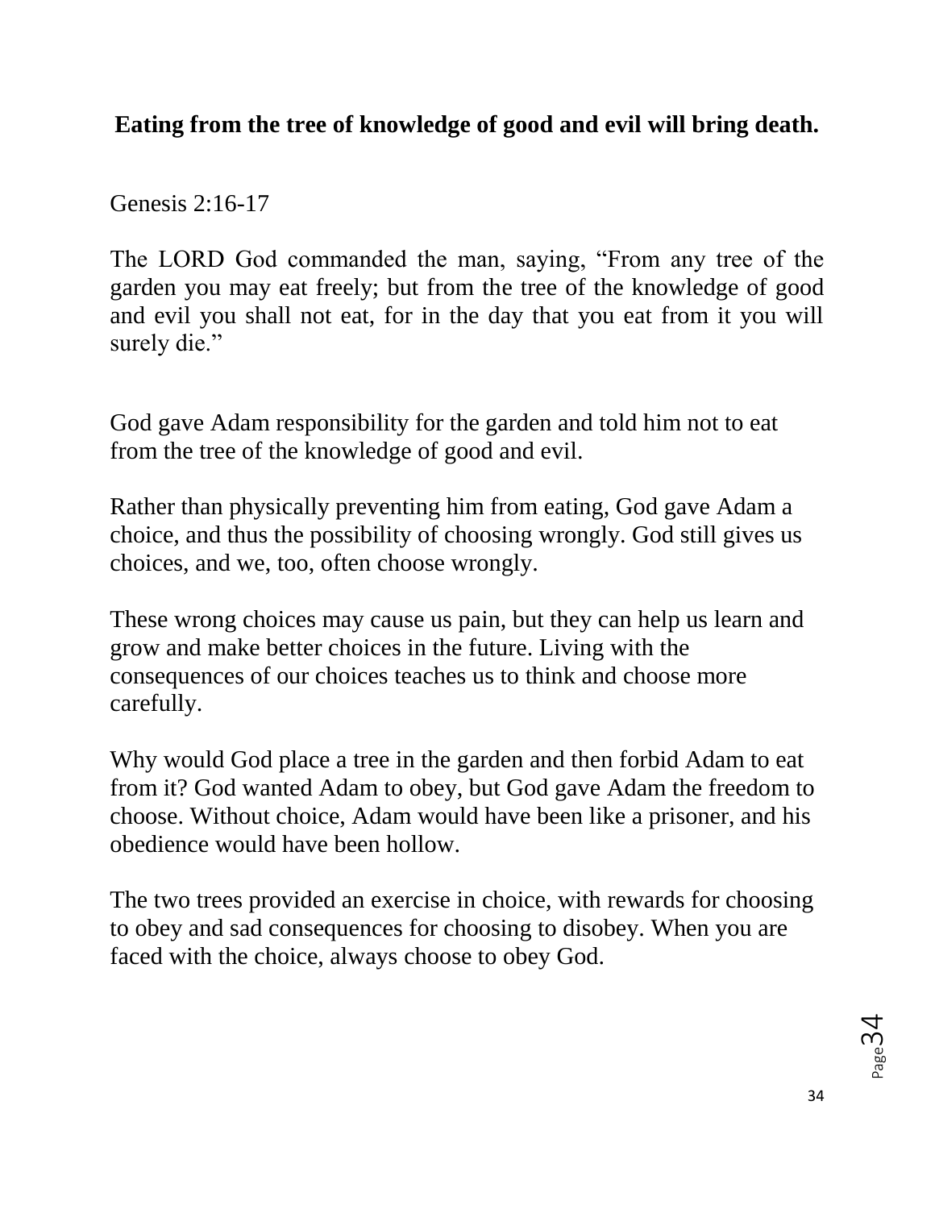**Eating from the tree of knowledge of good and evil will bring death.**

Genesis 2:16-17

The LORD God commanded the man, saying, "From any tree of the garden you may eat freely; but from the tree of the knowledge of good and evil you shall not eat, for in the day that you eat from it you will surely die."

God gave Adam responsibility for the garden and told him not to eat from the tree of the knowledge of good and evil.

Rather than physically preventing him from eating, God gave Adam a choice, and thus the possibility of choosing wrongly. God still gives us choices, and we, too, often choose wrongly.

These wrong choices may cause us pain, but they can help us learn and grow and make better choices in the future. Living with the consequences of our choices teaches us to think and choose more carefully.

Why would God place a tree in the garden and then forbid Adam to eat from it? God wanted Adam to obey, but God gave Adam the freedom to choose. Without choice, Adam would have been like a prisoner, and his obedience would have been hollow.

The two trees provided an exercise in choice, with rewards for choosing to obey and sad consequences for choosing to disobey. When you are faced with the choice, always choose to obey God.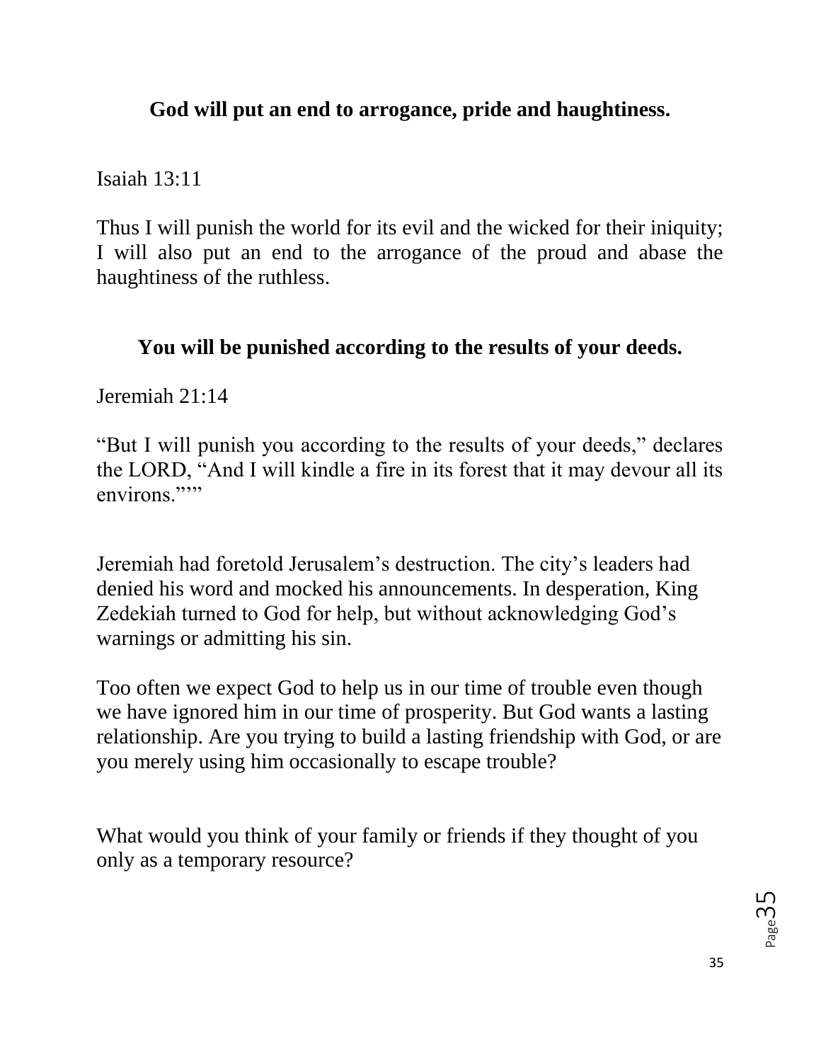**God will put an end to arrogance, pride and haughtiness.**

Isaiah 13:11

Thus I will punish the world for its evil and the wicked for their iniquity; I will also put an end to the arrogance of the proud and abase the haughtiness of the ruthless.

**You will be punished according to the results of your deeds.**

Jeremiah 21:14

"But I will punish you according to the results of your deeds," declares the LORD, "And I will kindle a fire in its forest that it may devour all its environs."""

Jeremiah had foretold Jerusalem's destruction. The city's leaders had denied his word and mocked his announcements. In desperation, King Zedekiah turned to God for help, but without acknowledging God's warnings or admitting his sin.

Too often we expect God to help us in our time of trouble even though we have ignored him in our time of prosperity. But God wants a lasting relationship. Are you trying to build a lasting friendship with God, or are you merely using him occasionally to escape trouble?

What would you think of your family or friends if they thought of you only as a temporary resource?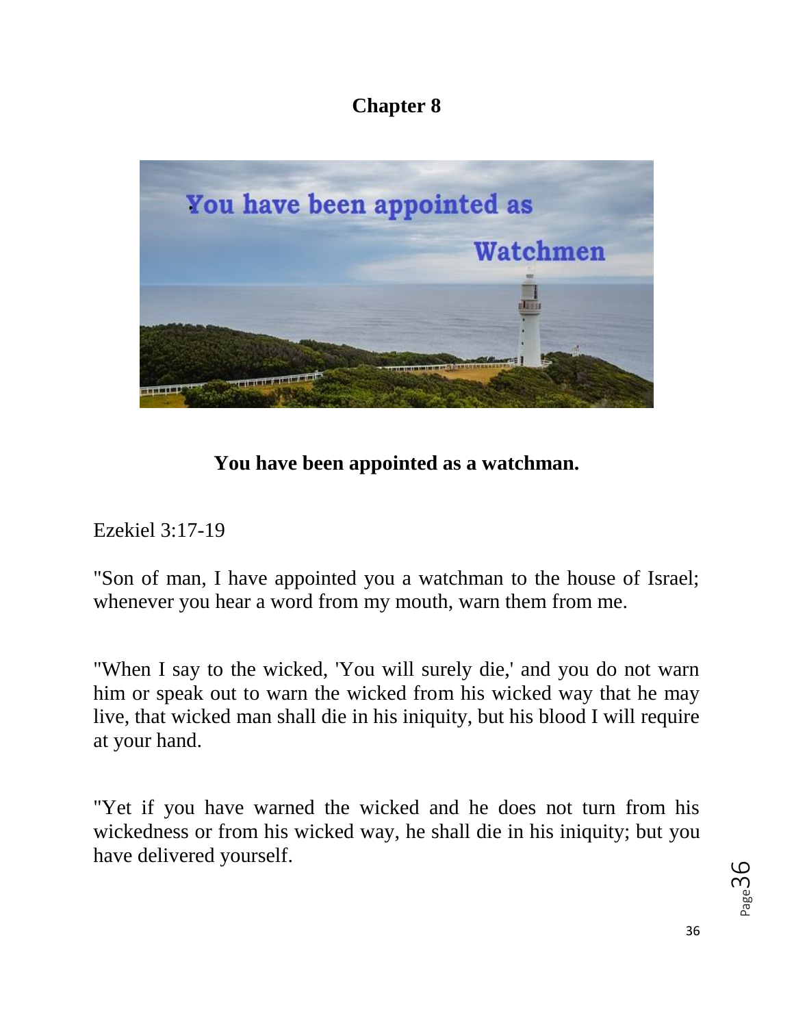# Chapter 8

**You have been appointed as a watchman.**

Ezekiel 3:17-19

"Son of man, I have appointed you a watchman to the house of Israel; whenever you hear a word from my mouth, warn them from me.

"When I say to the wicked, 'You will surely die,' and you do not warn him or speak out to warn the wicked from his wicked way that he may live, that wicked man shall die in his iniquity, but his blood I will require at your hand.

"Yet if you have warned the wicked and he does not turn from his wickedness or from his wicked way, he shall die in his iniquity; but you have delivered yourself.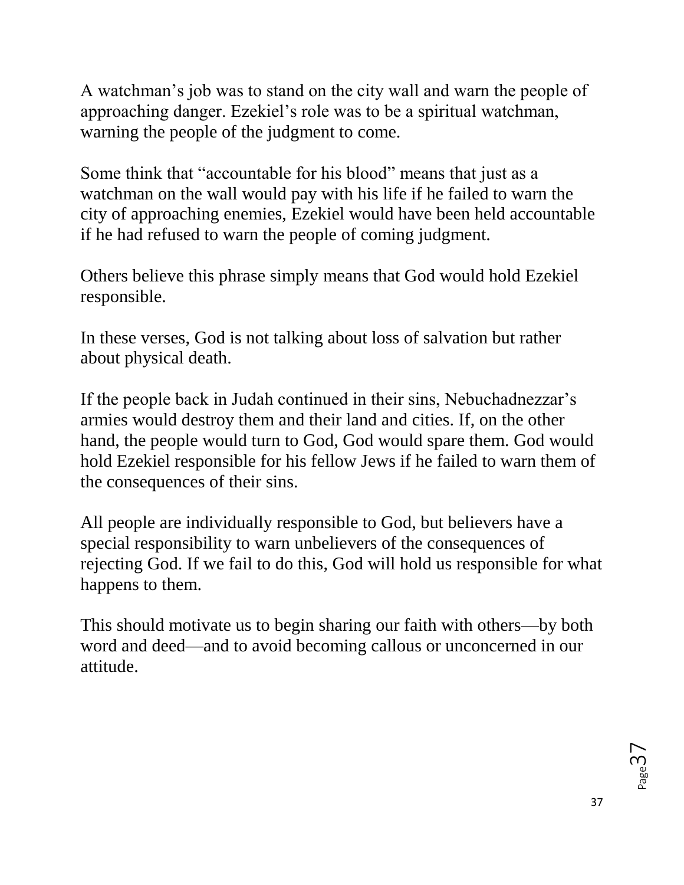A watchman's job was to stand on the city wall and warn the people of approaching danger. Ezekiel's role was to be a spiritual watchman, warning the people of the judgment to come.

Some think that "accountable for his blood" means that just as a watchman on the wall would pay with his life if he failed to warn the city of approaching enemies, Ezekiel would have been held accountable if he had refused to warn the people of coming judgment.

Others believe this phrase simply means that God would hold Ezekiel responsible.

In these verses, God is not talking about loss of salvation but rather about physical death.

If the people back in Judah continued in their sins, Nebuchadnezzar's armies would destroy them and their land and cities. If, on the other hand, the people would turn to God, God would spare them. God would hold Ezekiel responsible for his fellow Jews if he failed to warn them of the consequences of their sins.

All people are individually responsible to God, but believers have a special responsibility to warn unbelievers of the consequences of rejecting God. If we fail to do this, God will hold us responsible for what happens to them.

This should motivate us to begin sharing our faith with others—by both word and deed—and to avoid becoming callous or unconcerned in our attitude.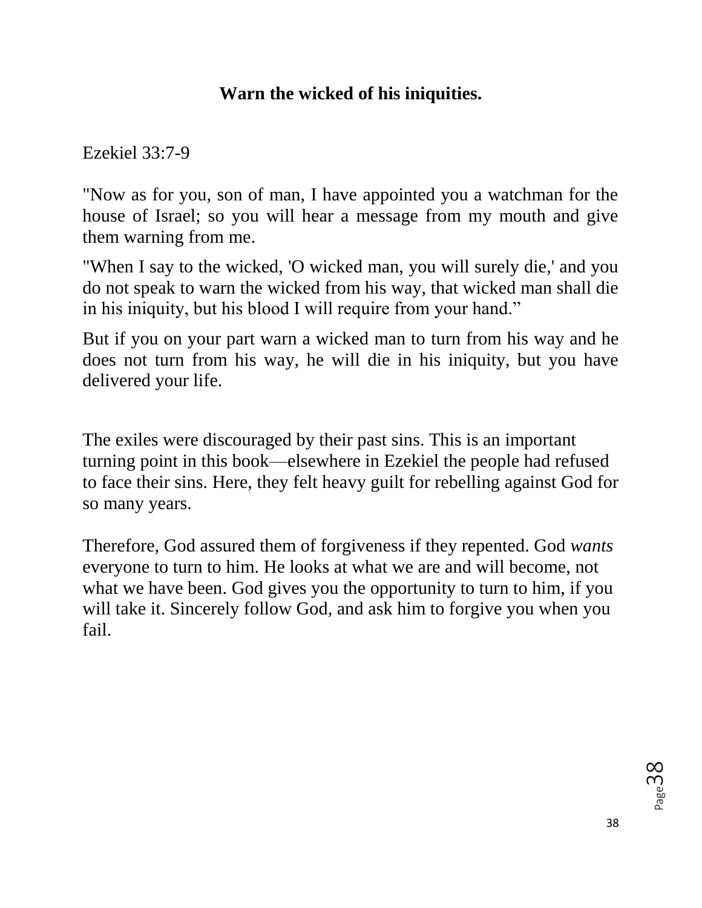## Warn the wicked of his iniquities.

Ezekiel 33:7-9

"Now as for you, son of man, I have appointed you a watchman for the house of Israel; so you will hear a message from my mouth and give them warning from me.

"When I say to the wicked, 'O wicked man, you will surely die,' and you do not speak to warn the wicked from his way, that wicked man shall die in his iniquity, but his blood I will require from your hand."

But if you on your part warn a wicked man to turn from his way and he does not turn from his way, he will die in his iniquity, but you have delivered your life.

The exiles were discouraged by their past sins. This is an important turning point in this book—elsewhere in Ezekiel the people had refused to face their sins. Here, they felt heavy guilt for rebelling against God for so many years.

Therefore, God assured them of forgiveness if they repented. God *wants* everyone to turn to him. He looks at what we are and will become, not what we have been. God gives you the opportunity to turn to him, if you will take it. Sincerely follow God, and ask him to forgive you when you fail.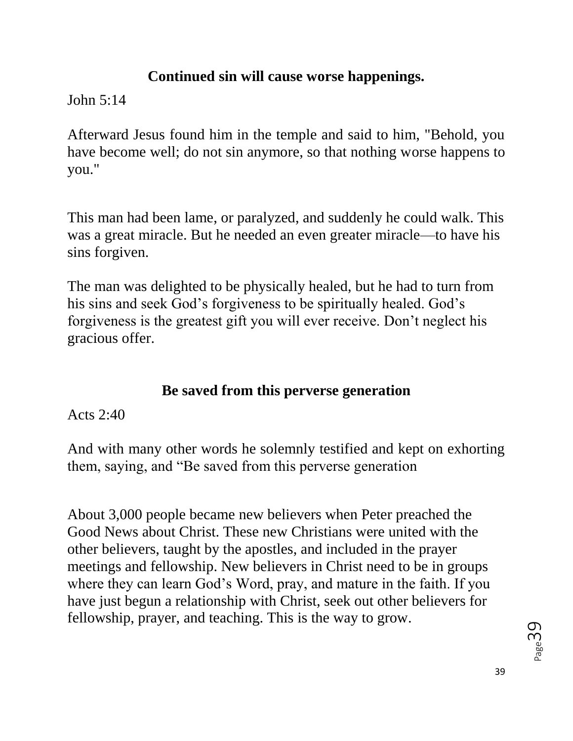**Continued sin will cause worse happenings.**

John 5:14

Afterward Jesus found him in the temple and said to him, "Behold, you have become well; do not sin anymore, so that nothing worse happens to you."

This man had been lame, or paralyzed, and suddenly he could walk. This was a great miracle. But he needed an even greater miracle—to have his sins forgiven.

The man was delighted to be physically healed, but he had to turn from his sins and seek God's forgiveness to be spiritually healed. God's forgiveness is the greatest gift you will ever receive. Don't neglect his gracious offer.

**Be saved from this perverse generation**

Acts 2:40

And with many other words he solemnly testified and kept on exhorting them, saying, and "Be saved from this perverse generation

About 3,000 people became new believers when Peter preached the Good News about Christ. These new Christians were united with the other believers, taught by the apostles, and included in the prayer meetings and fellowship. New believers in Christ need to be in groups where they can learn God's Word, pray, and mature in the faith. If you have just begun a relationship with Christ, seek out other believers for fellowship, prayer, and teaching. This is the way to grow.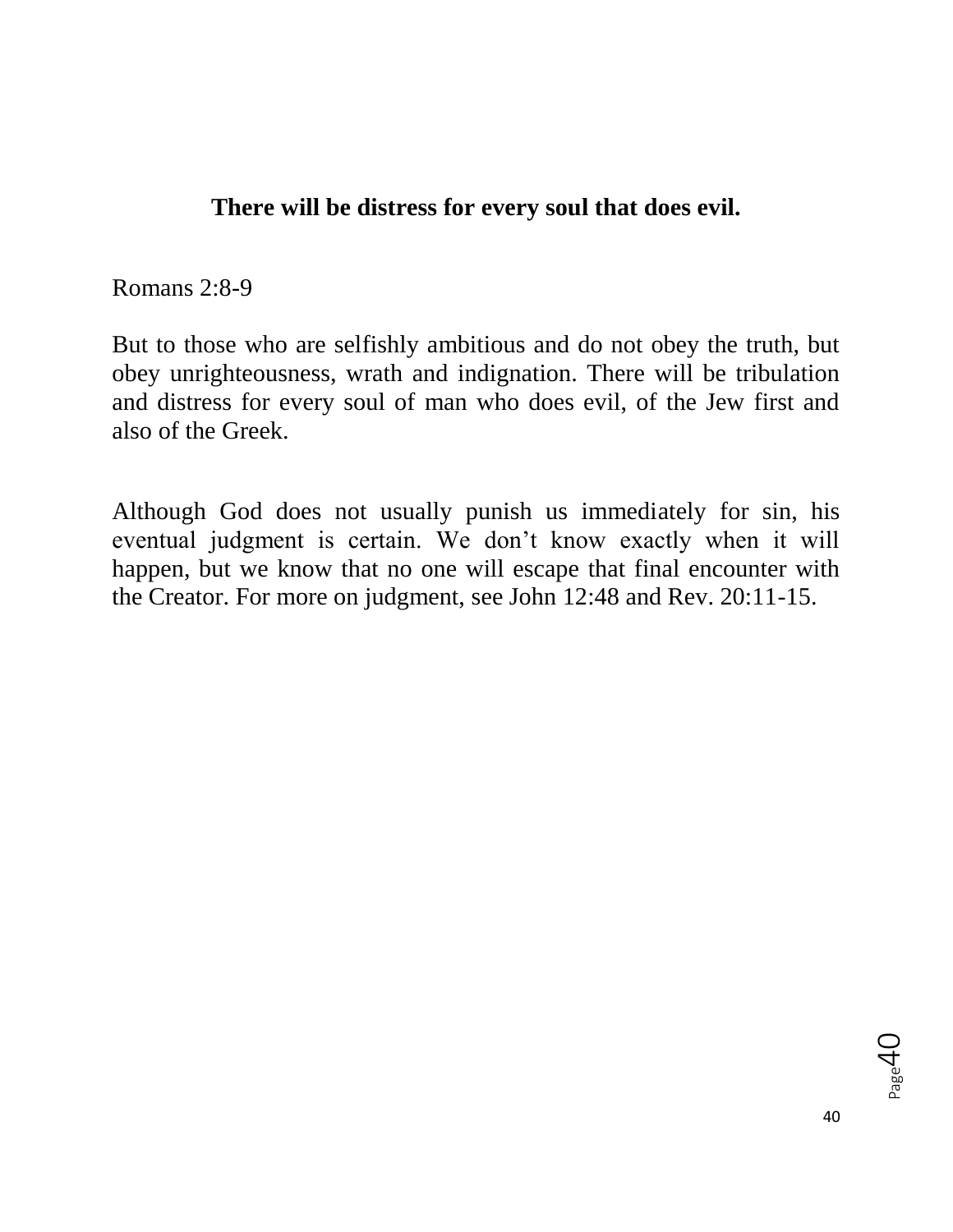**There will be distress for every soul that does evil.**

Romans 2:8-9

But to those who are selfishly ambitious and do not obey the truth, but obey unrighteousness, wrath and indignation. There will be tribulation and distress for every soul of man who does evil, of the Jew first and also of the Greek.

Although God does not usually punish us immediately for sin, his eventual judgment is certain. We don’t know exactly when it will happen, but we know that no one will escape that final encounter with the Creator. For more on judgment, see John 12:48 and Rev. 20:11-15.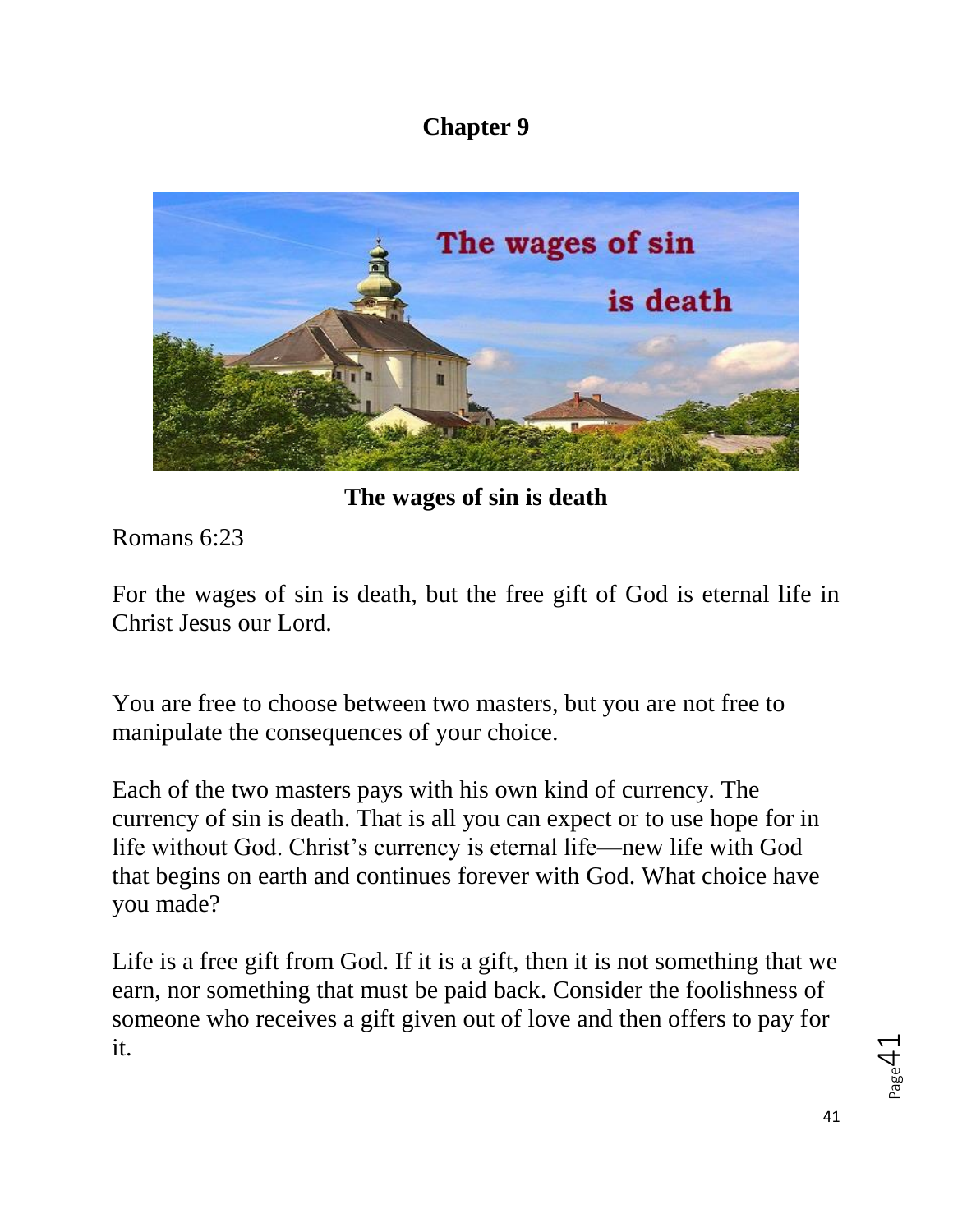# Chapter 9

**The wages of sin is death**

Romans 6:23

For the wages of sin is death, but the free gift of God is eternal life in Christ Jesus our Lord.

You are free to choose between two masters, but you are not free to manipulate the consequences of your choice.

Each of the two masters pays with his own kind of currency. The currency of sin is death. That is all you can expect or to use hope for in life without God. Christ's currency is eternal life—new life with God that begins on earth and continues forever with God. What choice have you made?

Life is a free gift from God. If it is a gift, then it is not something that we earn, nor something that must be paid back. Consider the foolishness of someone who receives a gift given out of love and then offers to pay for it.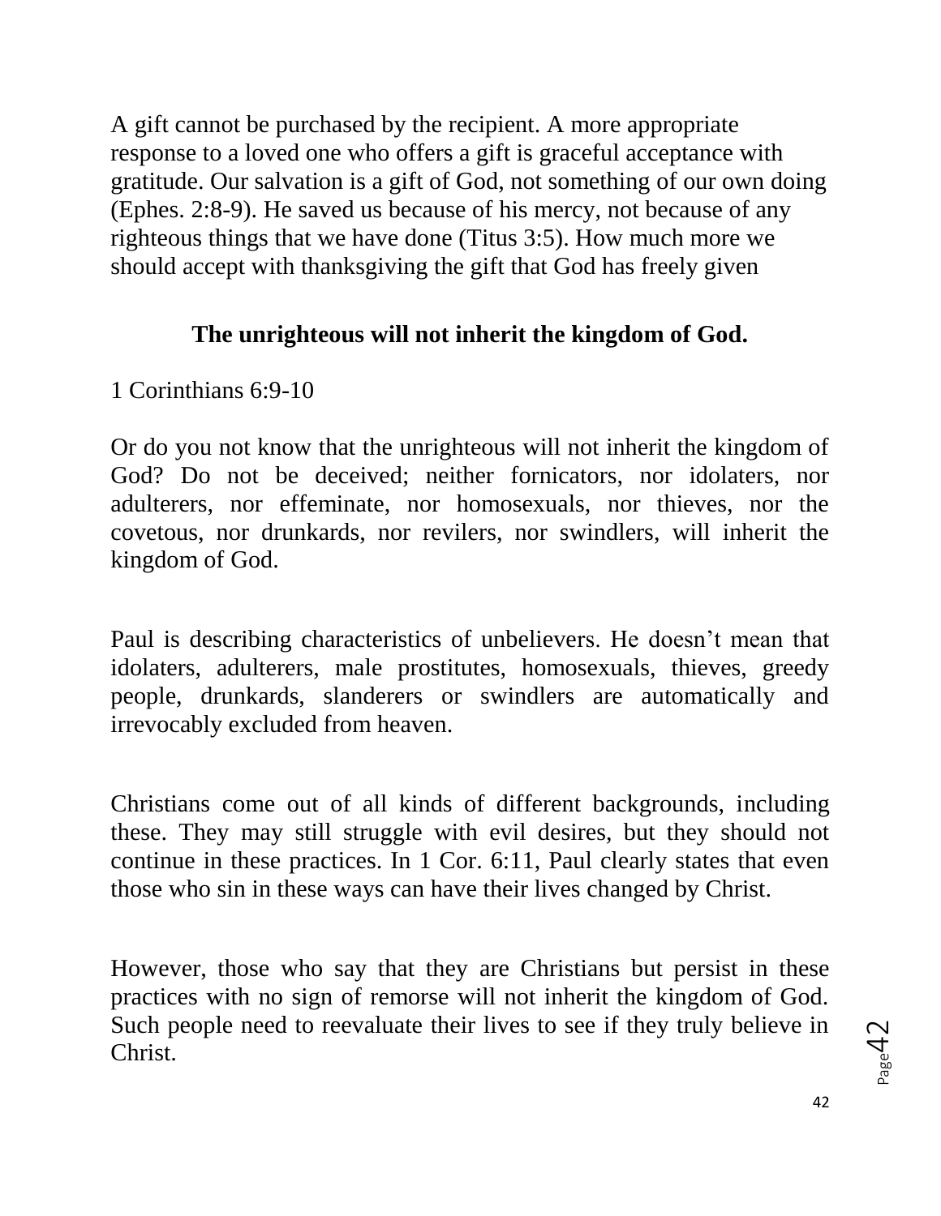A gift cannot be purchased by the recipient. A more appropriate response to a loved one who offers a gift is graceful acceptance with gratitude. Our salvation is a gift of God, not something of our own doing (Ephes. 2:8-9). He saved us because of his mercy, not because of any righteous things that we have done (Titus 3:5). How much more we should accept with thanksgiving the gift that God has freely given

## The unrighteous will not inherit the kingdom of God.

1 Corinthians 6:9-10

Or do you not know that the unrighteous will not inherit the kingdom of God? Do not be deceived; neither fornicators, nor idolaters, nor adulterers, nor effeminate, nor homosexuals, nor thieves, nor the covetous, nor drunkards, nor revilers, nor swindlers, will inherit the kingdom of God.

Paul is describing characteristics of unbelievers. He doesn't mean that idolaters, adulterers, male prostitutes, homosexuals, thieves, greedy people, drunkards, slanderers or swindlers are automatically and irrevocably excluded from heaven.

Christians come out of all kinds of different backgrounds, including these. They may still struggle with evil desires, but they should not continue in these practices. In 1 Cor. 6:11, Paul clearly states that even those who sin in these ways can have their lives changed by Christ.

However, those who say that they are Christians but persist in these practices with no sign of remorse will not inherit the kingdom of God. Such people need to reevaluate their lives to see if they truly believe in Christ.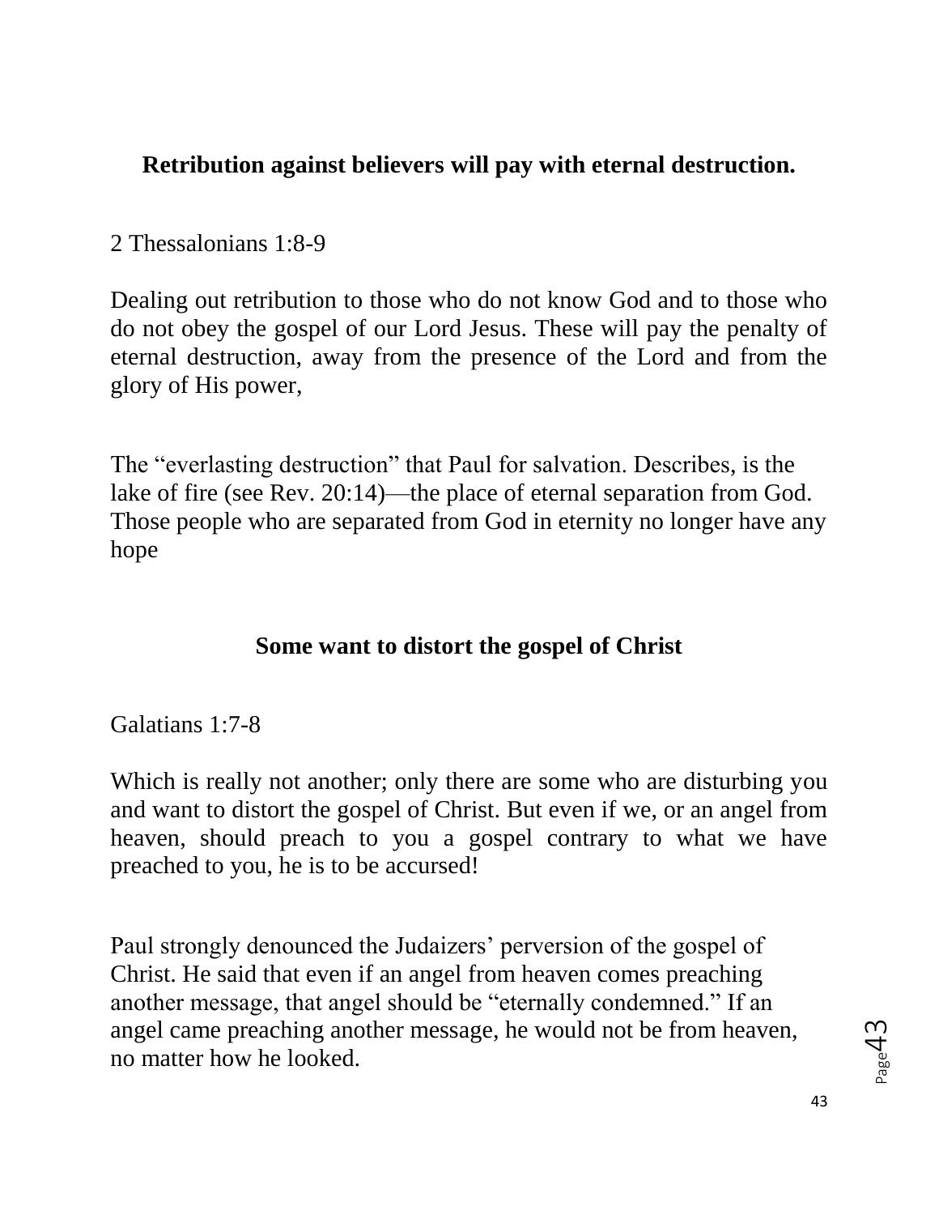## Retribution against believers will pay with eternal destruction.

2 Thessalonians 1:8-9

Dealing out retribution to those who do not know God and to those who do not obey the gospel of our Lord Jesus. These will pay the penalty of eternal destruction, away from the presence of the Lord and from the glory of His power,

The "everlasting destruction" that Paul for salvation. Describes, is the lake of fire (see Rev. 20:14)—the place of eternal separation from God. Those people who are separated from God in eternity no longer have any hope

## Some want to distort the gospel of Christ

Galatians 1:7-8

Which is really not another; only there are some who are disturbing you and want to distort the gospel of Christ. But even if we, or an angel from heaven, should preach to you a gospel contrary to what we have preached to you, he is to be accursed!

Paul strongly denounced the Judaizers' perversion of the gospel of Christ. He said that even if an angel from heaven comes preaching another message, that angel should be "eternally condemned." If an angel came preaching another message, he would not be from heaven, no matter how he looked.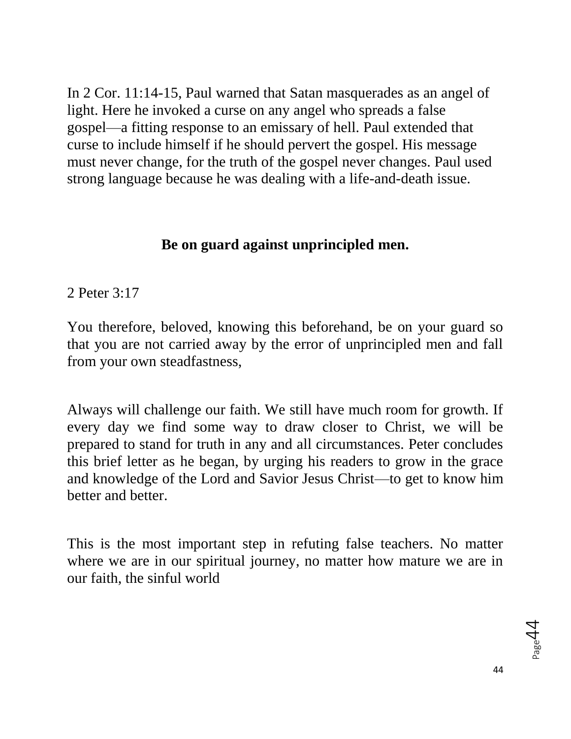In 2 Cor. 11:14-15, Paul warned that Satan masquerades as an angel of light. Here he invoked a curse on any angel who spreads a false gospel—a fitting response to an emissary of hell. Paul extended that curse to include himself if he should pervert the gospel. His message must never change, for the truth of the gospel never changes. Paul used strong language because he was dealing with a life-and-death issue.

**Be on guard against unprincipled men.**

2 Peter 3:17

You therefore, beloved, knowing this beforehand, be on your guard so that you are not carried away by the error of unprincipled men and fall from your own steadfastness,

Always will challenge our faith. We still have much room for growth. If every day we find some way to draw closer to Christ, we will be prepared to stand for truth in any and all circumstances. Peter concludes this brief letter as he began, by urging his readers to grow in the grace and knowledge of the Lord and Savior Jesus Christ—to get to know him better and better.

This is the most important step in refuting false teachers. No matter where we are in our spiritual journey, no matter how mature we are in our faith, the sinful world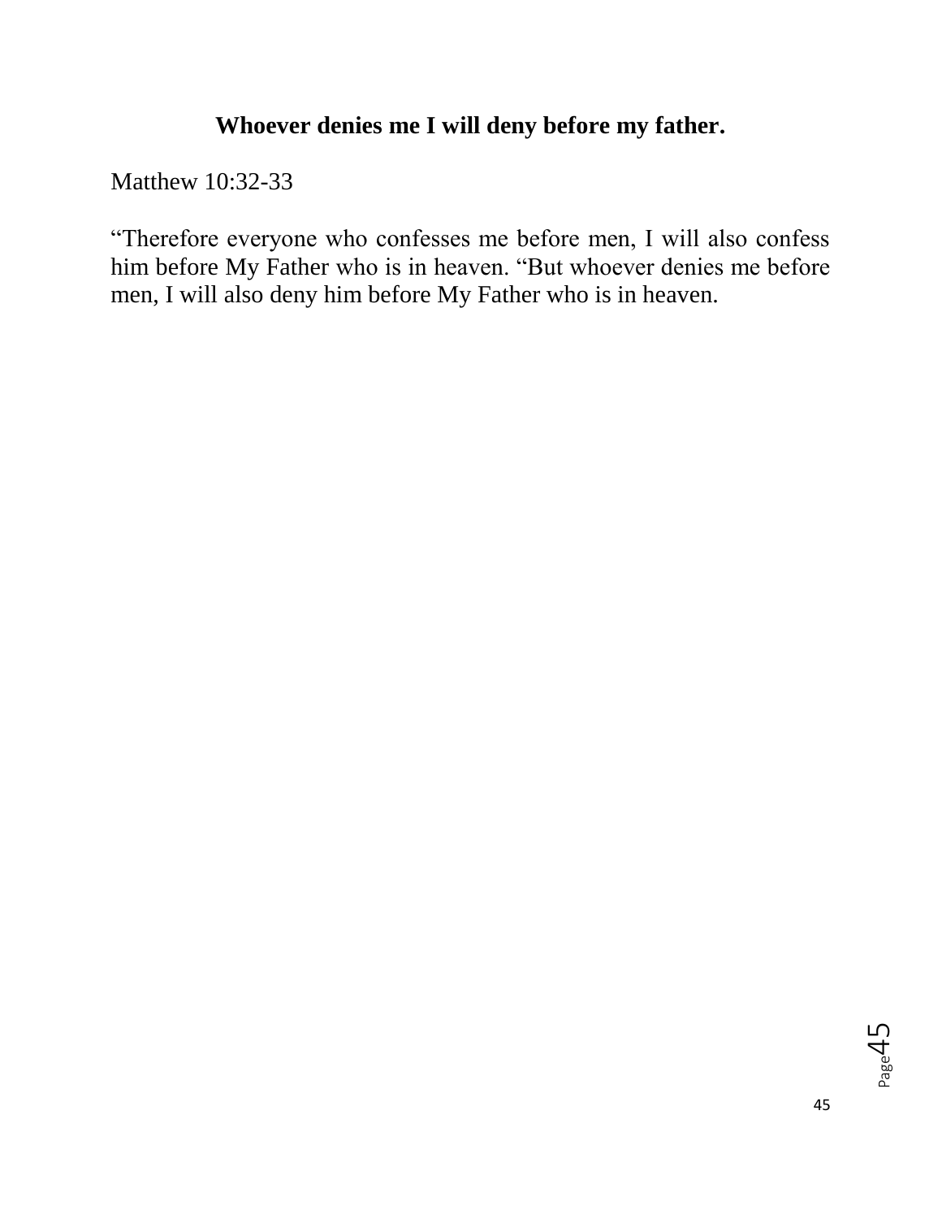**Whoever denies me I will deny before my father.**

Matthew 10:32-33

“Therefore everyone who confesses me before men, I will also confess him before My Father who is in heaven. “But whoever denies me before men, I will also deny him before My Father who is in heaven.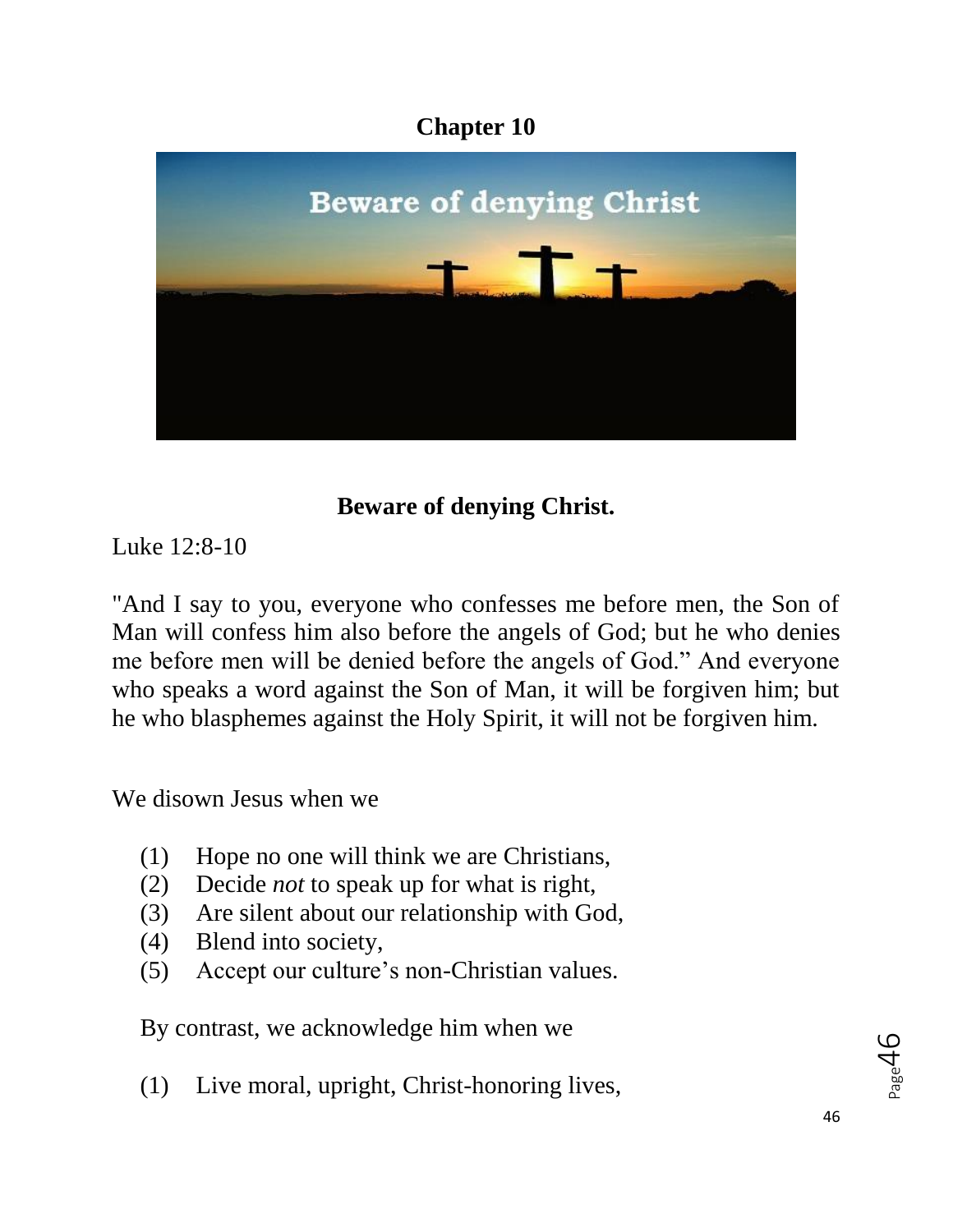# Chapter 10

## Beware of denying Christ.

Luke 12:8-10

"And I say to you, everyone who confesses me before men, the Son of Man will confess him also before the angels of God; but he who denies me before men will be denied before the angels of God." And everyone who speaks a word against the Son of Man, it will be forgiven him; but he who blasphemes against the Holy Spirit, it will not be forgiven him.

We disown Jesus when we

(1) Hope no one will think we are Christians,
(2) Decide *not* to speak up for what is right,
(3) Are silent about our relationship with God,
(4) Blend into society,
(5) Accept our culture's non-Christian values.

By contrast, we acknowledge him when we

(1) Live moral, upright, Christ-honoring lives,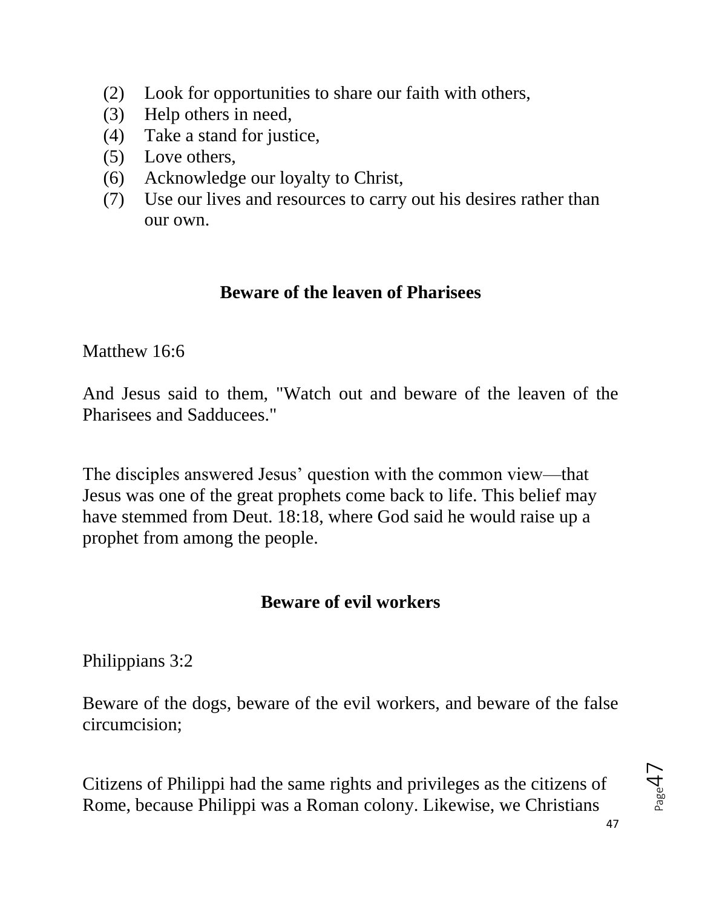(2) Look for opportunities to share our faith with others,
(3) Help others in need,
(4) Take a stand for justice,
(5) Love others,
(6) Acknowledge our loyalty to Christ,
(7) Use our lives and resources to carry out his desires rather than our own.

## Beware of the leaven of Pharisees

Matthew 16:6

And Jesus said to them, "Watch out and beware of the leaven of the Pharisees and Sadducees."

The disciples answered Jesus' question with the common view—that Jesus was one of the great prophets come back to life. This belief may have stemmed from Deut. 18:18, where God said he would raise up a prophet from among the people.

## Beware of evil workers

Philippians 3:2

Beware of the dogs, beware of the evil workers, and beware of the false circumcision;

Citizens of Philippi had the same rights and privileges as the citizens of Rome, because Philippi was a Roman colony. Likewise, we Christians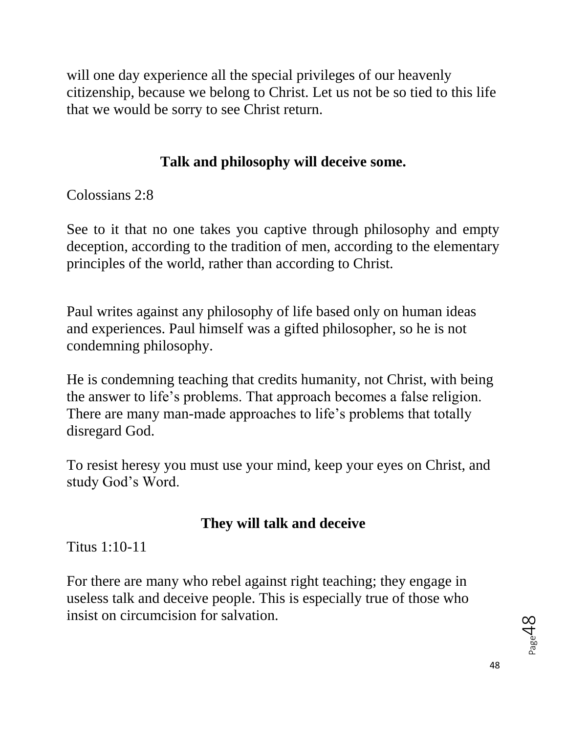will one day experience all the special privileges of our heavenly citizenship, because we belong to Christ. Let us not be so tied to this life that we would be sorry to see Christ return.

## Talk and philosophy will deceive some.

Colossians 2:8

See to it that no one takes you captive through philosophy and empty deception, according to the tradition of men, according to the elementary principles of the world, rather than according to Christ.

Paul writes against any philosophy of life based only on human ideas and experiences. Paul himself was a gifted philosopher, so he is not condemning philosophy.

He is condemning teaching that credits humanity, not Christ, with being the answer to life's problems. That approach becomes a false religion. There are many man-made approaches to life's problems that totally disregard God.

To resist heresy you must use your mind, keep your eyes on Christ, and study God's Word.

## They will talk and deceive

Titus 1:10-11

For there are many who rebel against right teaching; they engage in useless talk and deceive people. This is especially true of those who insist on circumcision for salvation.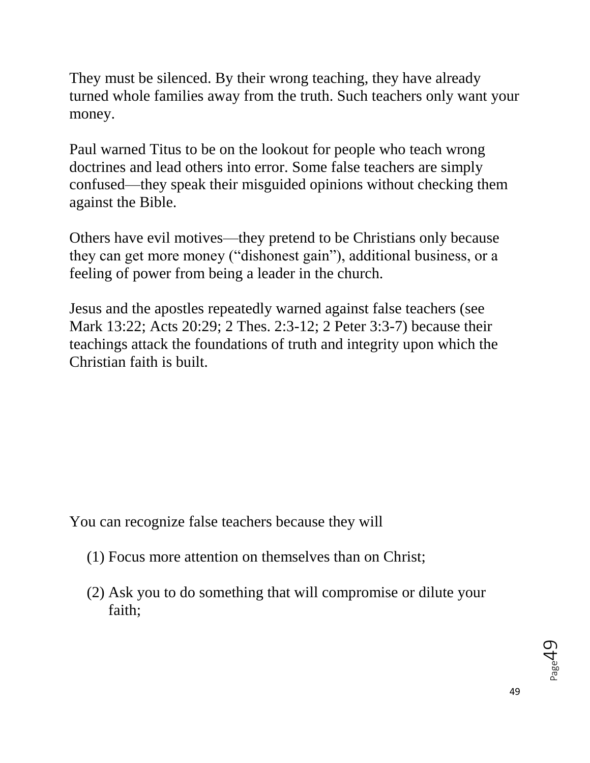They must be silenced. By their wrong teaching, they have already turned whole families away from the truth. Such teachers only want your money.

Paul warned Titus to be on the lookout for people who teach wrong doctrines and lead others into error. Some false teachers are simply confused—they speak their misguided opinions without checking them against the Bible.

Others have evil motives—they pretend to be Christians only because they can get more money ("dishonest gain"), additional business, or a feeling of power from being a leader in the church.

Jesus and the apostles repeatedly warned against false teachers (see Mark 13:22; Acts 20:29; 2 Thes. 2:3-12; 2 Peter 3:3-7) because their teachings attack the foundations of truth and integrity upon which the Christian faith is built.

You can recognize false teachers because they will

(1) Focus more attention on themselves than on Christ;

(2) Ask you to do something that will compromise or dilute your faith;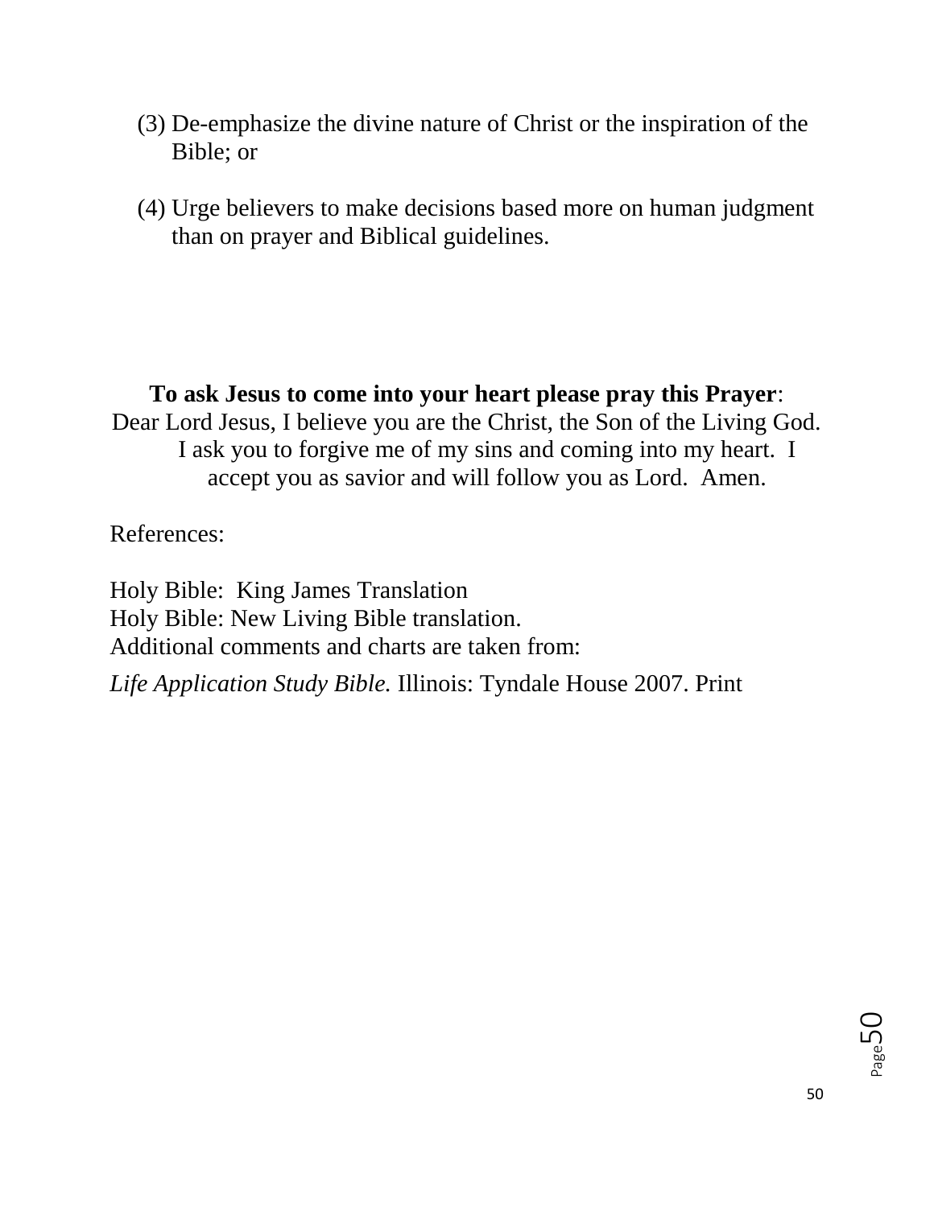(3) De-emphasize the divine nature of Christ or the inspiration of the Bible; or

(4) Urge believers to make decisions based more on human judgment than on prayer and Biblical guidelines.

**To ask Jesus to come into your heart please pray this Prayer**:
Dear Lord Jesus, I believe you are the Christ, the Son of the Living God. I ask you to forgive me of my sins and coming into my heart. I accept you as savior and will follow you as Lord. Amen.

References:

Holy Bible: King James Translation
Holy Bible: New Living Bible translation.
Additional comments and charts are taken from:

*Life Application Study Bible.* Illinois: Tyndale House 2007. Print